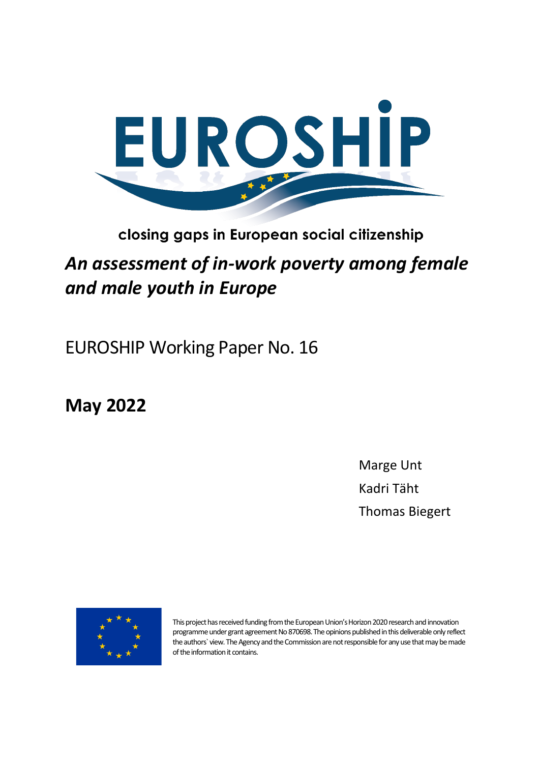EUROSHIP

closing gaps in European social citizenship

# *An assessment of in-work poverty among female and male youth in Europe*

EUROSHIP Working Paper No. 16

**May 2022**

Marge Unt

Kadri Täht

Thomas Biegert

This project has received funding from the European Union's Horizon 2020 research and innovation programme under grant agreement No 870698. The opinions published in this deliverable only reflect the authors` view. The Agency and the Commission are not responsible for any use that may be made of the information it contains.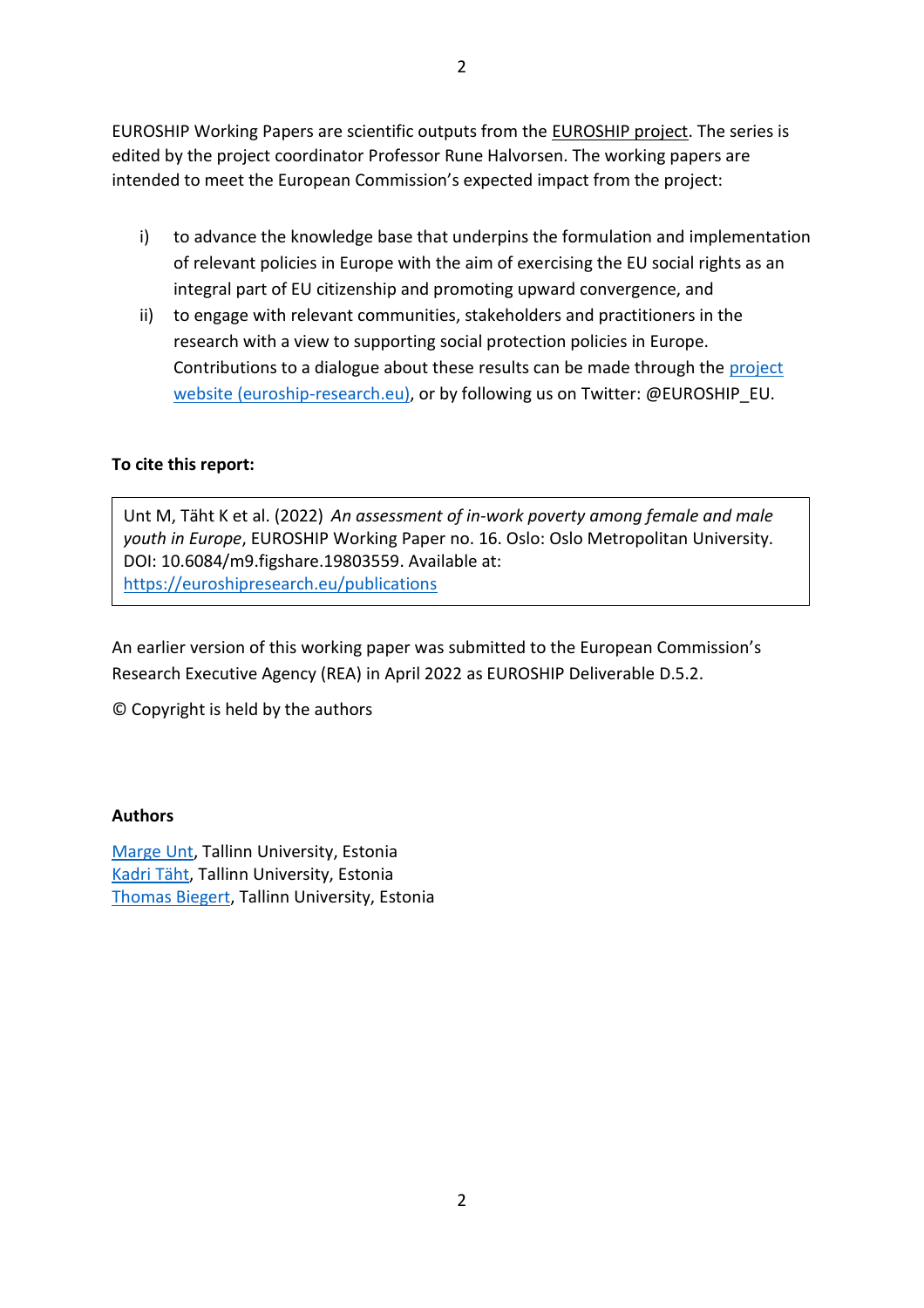EUROSHIP Working Papers are scientific outputs from the EUROSHIP project. The series is edited by the project coordinator Professor Rune Halvorsen. The working papers are intended to meet the European Commission's expected impact from the project:

i) to advance the knowledge base that underpins the formulation and implementation of relevant policies in Europe with the aim of exercising the EU social rights as an integral part of EU citizenship and promoting upward convergence, and
ii) to engage with relevant communities, stakeholders and practitioners in the research with a view to supporting social protection policies in Europe. Contributions to a dialogue about these results can be made through the project website (euroship-research.eu), or by following us on Twitter: @EUROSHIP_EU.

**To cite this report:**

Unt M, Täht K et al. (2022) *An assessment of in-work poverty among female and male youth in Europe*, EUROSHIP Working Paper no. 16. Oslo: Oslo Metropolitan University. DOI: 10.6084/m9.figshare.19803559. Available at: https://euroshipresearch.eu/publications

An earlier version of this working paper was submitted to the European Commission's Research Executive Agency (REA) in April 2022 as EUROSHIP Deliverable D.5.2.

© Copyright is held by the authors

**Authors**

Marge Unt, Tallinn University, Estonia
Kadri Täht, Tallinn University, Estonia
Thomas Biegert, Tallinn University, Estonia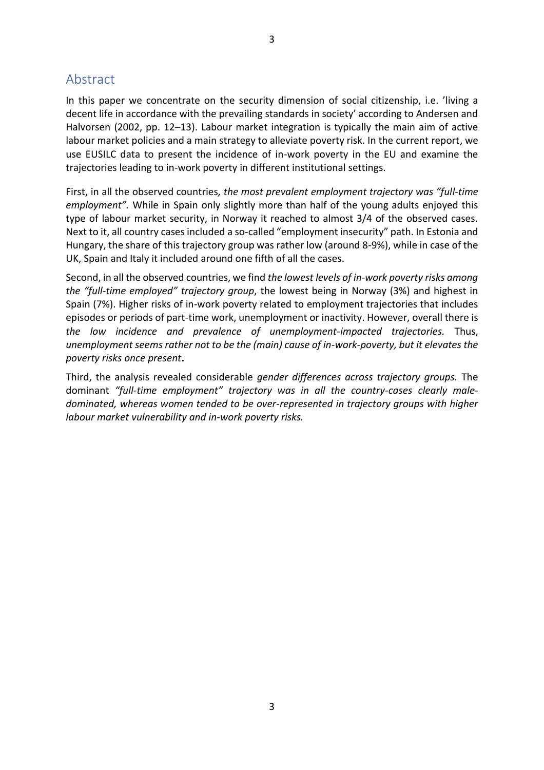## Abstract

In this paper we concentrate on the security dimension of social citizenship, i.e. 'living a decent life in accordance with the prevailing standards in society' according to Andersen and Halvorsen (2002, pp. 12–13). Labour market integration is typically the main aim of active labour market policies and a main strategy to alleviate poverty risk. In the current report, we use EUSILC data to present the incidence of in-work poverty in the EU and examine the trajectories leading to in-work poverty in different institutional settings.

First, in all the observed countries*, the most prevalent employment trajectory was "full-time employment".* While in Spain only slightly more than half of the young adults enjoyed this type of labour market security, in Norway it reached to almost 3/4 of the observed cases. Next to it, all country cases included a so-called "employment insecurity" path. In Estonia and Hungary, the share of this trajectory group was rather low (around 8-9%), while in case of the UK, Spain and Italy it included around one fifth of all the cases.

Second, in all the observed countries, we find *the lowest levels of in-work poverty risks among the "full-time employed" trajectory group*, the lowest being in Norway (3%) and highest in Spain (7%). Higher risks of in-work poverty related to employment trajectories that includes episodes or periods of part-time work, unemployment or inactivity. However, overall there is *the low incidence and prevalence of unemployment-impacted trajectories.* Thus, *unemployment seems rather not to be the (main) cause of in-work-poverty, but it elevates the poverty risks once present*.

Third, the analysis revealed considerable *gender differences across trajectory groups.* The dominant *"full-time employment" trajectory was in all the country-cases clearly male-dominated, whereas women tended to be over-represented in trajectory groups with higher labour market vulnerability and in-work poverty risks.*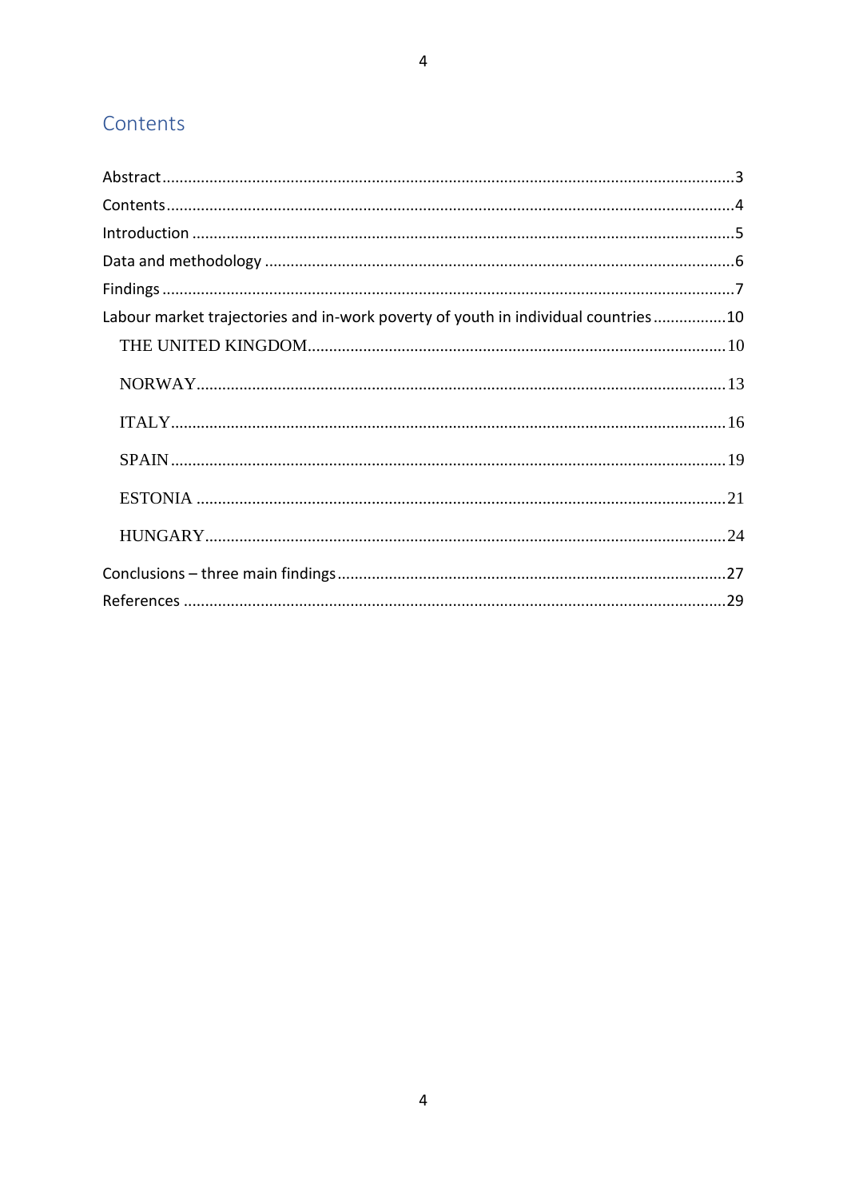# Contents

Abstract ........................................................................................................................3
Contents ........................................................................................................................4
Introduction ...................................................................................................................5
Data and methodology ....................................................................................................6
Findings ..........................................................................................................................7
Labour market trajectories and in-work poverty of youth in individual countries .................10
  THE UNITED KINGDOM ...................................................................................................10
  NORWAY ......................................................................................................................13
  ITALY ...........................................................................................................................16
  SPAIN ...........................................................................................................................19
  ESTONIA .......................................................................................................................21
  HUNGARY .....................................................................................................................24
Conclusions – three main findings .....................................................................................27
References .....................................................................................................................29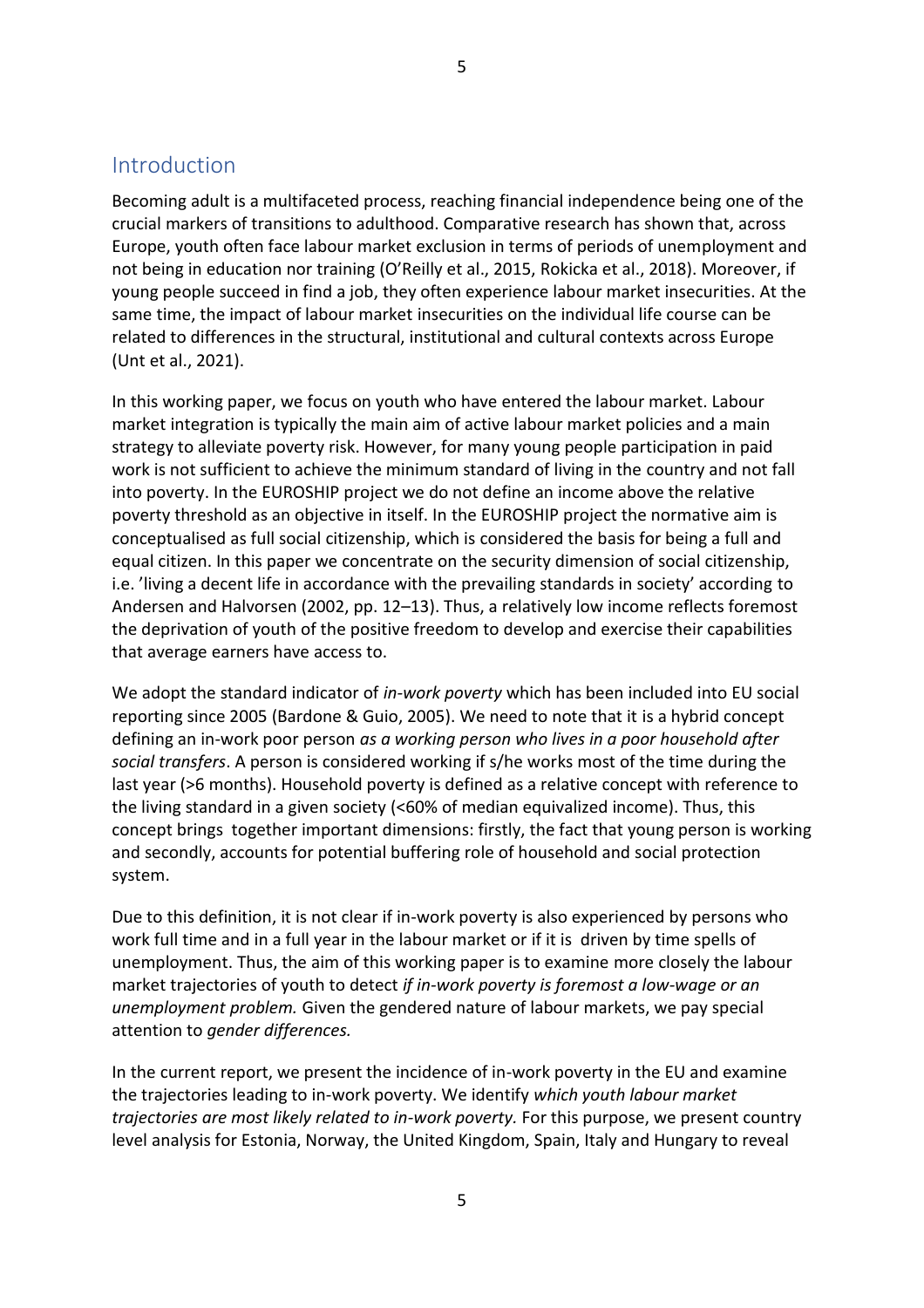## Introduction

Becoming adult is a multifaceted process, reaching financial independence being one of the crucial markers of transitions to adulthood. Comparative research has shown that, across Europe, youth often face labour market exclusion in terms of periods of unemployment and not being in education nor training (O'Reilly et al., 2015, Rokicka et al., 2018). Moreover, if young people succeed in find a job, they often experience labour market insecurities. At the same time, the impact of labour market insecurities on the individual life course can be related to differences in the structural, institutional and cultural contexts across Europe (Unt et al., 2021).

In this working paper, we focus on youth who have entered the labour market. Labour market integration is typically the main aim of active labour market policies and a main strategy to alleviate poverty risk. However, for many young people participation in paid work is not sufficient to achieve the minimum standard of living in the country and not fall into poverty. In the EUROSHIP project we do not define an income above the relative poverty threshold as an objective in itself. In the EUROSHIP project the normative aim is conceptualised as full social citizenship, which is considered the basis for being a full and equal citizen. In this paper we concentrate on the security dimension of social citizenship, i.e. 'living a decent life in accordance with the prevailing standards in society' according to Andersen and Halvorsen (2002, pp. 12–13). Thus, a relatively low income reflects foremost the deprivation of youth of the positive freedom to develop and exercise their capabilities that average earners have access to.

We adopt the standard indicator of *in-work poverty* which has been included into EU social reporting since 2005 (Bardone & Guio, 2005). We need to note that it is a hybrid concept defining an in-work poor person *as a working person who lives in a poor household after social transfers*. A person is considered working if s/he works most of the time during the last year (>6 months). Household poverty is defined as a relative concept with reference to the living standard in a given society (<60% of median equivalized income). Thus, this concept brings together important dimensions: firstly, the fact that young person is working and secondly, accounts for potential buffering role of household and social protection system.

Due to this definition, it is not clear if in-work poverty is also experienced by persons who work full time and in a full year in the labour market or if it is driven by time spells of unemployment. Thus, the aim of this working paper is to examine more closely the labour market trajectories of youth to detect *if in-work poverty is foremost a low-wage or an unemployment problem.* Given the gendered nature of labour markets, we pay special attention to *gender differences.*

In the current report, we present the incidence of in-work poverty in the EU and examine the trajectories leading to in-work poverty. We identify *which youth labour market trajectories are most likely related to in-work poverty.* For this purpose, we present country level analysis for Estonia, Norway, the United Kingdom, Spain, Italy and Hungary to reveal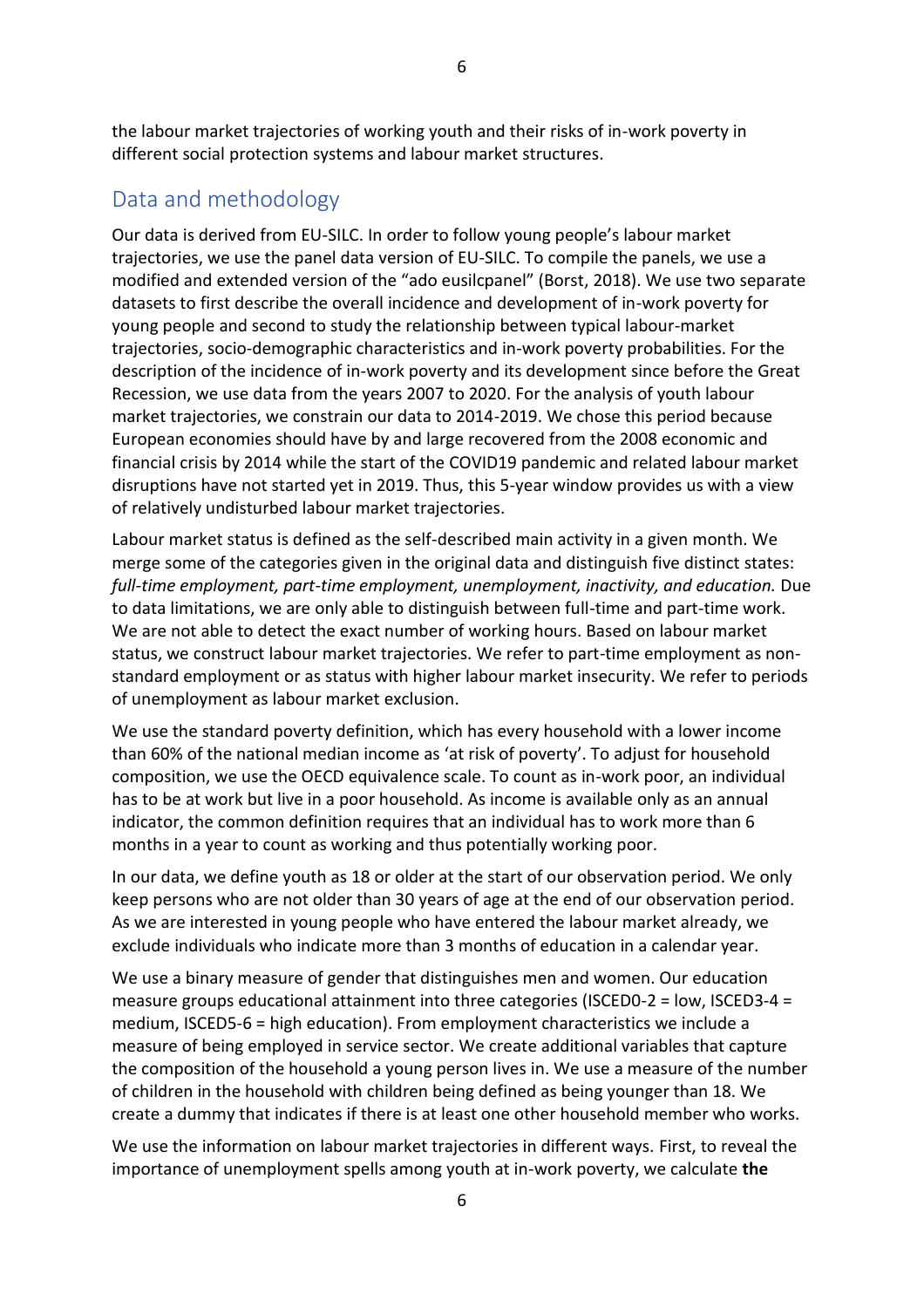the labour market trajectories of working youth and their risks of in-work poverty in different social protection systems and labour market structures.

## Data and methodology

Our data is derived from EU-SILC. In order to follow young people's labour market trajectories, we use the panel data version of EU-SILC. To compile the panels, we use a modified and extended version of the "ado eusilcpanel" (Borst, 2018). We use two separate datasets to first describe the overall incidence and development of in-work poverty for young people and second to study the relationship between typical labour-market trajectories, socio-demographic characteristics and in-work poverty probabilities. For the description of the incidence of in-work poverty and its development since before the Great Recession, we use data from the years 2007 to 2020. For the analysis of youth labour market trajectories, we constrain our data to 2014-2019. We chose this period because European economies should have by and large recovered from the 2008 economic and financial crisis by 2014 while the start of the COVID19 pandemic and related labour market disruptions have not started yet in 2019. Thus, this 5-year window provides us with a view of relatively undisturbed labour market trajectories.

Labour market status is defined as the self-described main activity in a given month. We merge some of the categories given in the original data and distinguish five distinct states: *full-time employment, part-time employment, unemployment, inactivity, and education.* Due to data limitations, we are only able to distinguish between full-time and part-time work. We are not able to detect the exact number of working hours. Based on labour market status, we construct labour market trajectories. We refer to part-time employment as non-standard employment or as status with higher labour market insecurity. We refer to periods of unemployment as labour market exclusion.

We use the standard poverty definition, which has every household with a lower income than 60% of the national median income as 'at risk of poverty'. To adjust for household composition, we use the OECD equivalence scale. To count as in-work poor, an individual has to be at work but live in a poor household. As income is available only as an annual indicator, the common definition requires that an individual has to work more than 6 months in a year to count as working and thus potentially working poor.

In our data, we define youth as 18 or older at the start of our observation period. We only keep persons who are not older than 30 years of age at the end of our observation period. As we are interested in young people who have entered the labour market already, we exclude individuals who indicate more than 3 months of education in a calendar year.

We use a binary measure of gender that distinguishes men and women. Our education measure groups educational attainment into three categories (ISCED0-2 = low, ISCED3-4 = medium, ISCED5-6 = high education). From employment characteristics we include a measure of being employed in service sector. We create additional variables that capture the composition of the household a young person lives in. We use a measure of the number of children in the household with children being defined as being younger than 18. We create a dummy that indicates if there is at least one other household member who works.

We use the information on labour market trajectories in different ways. First, to reveal the importance of unemployment spells among youth at in-work poverty, we calculate **the**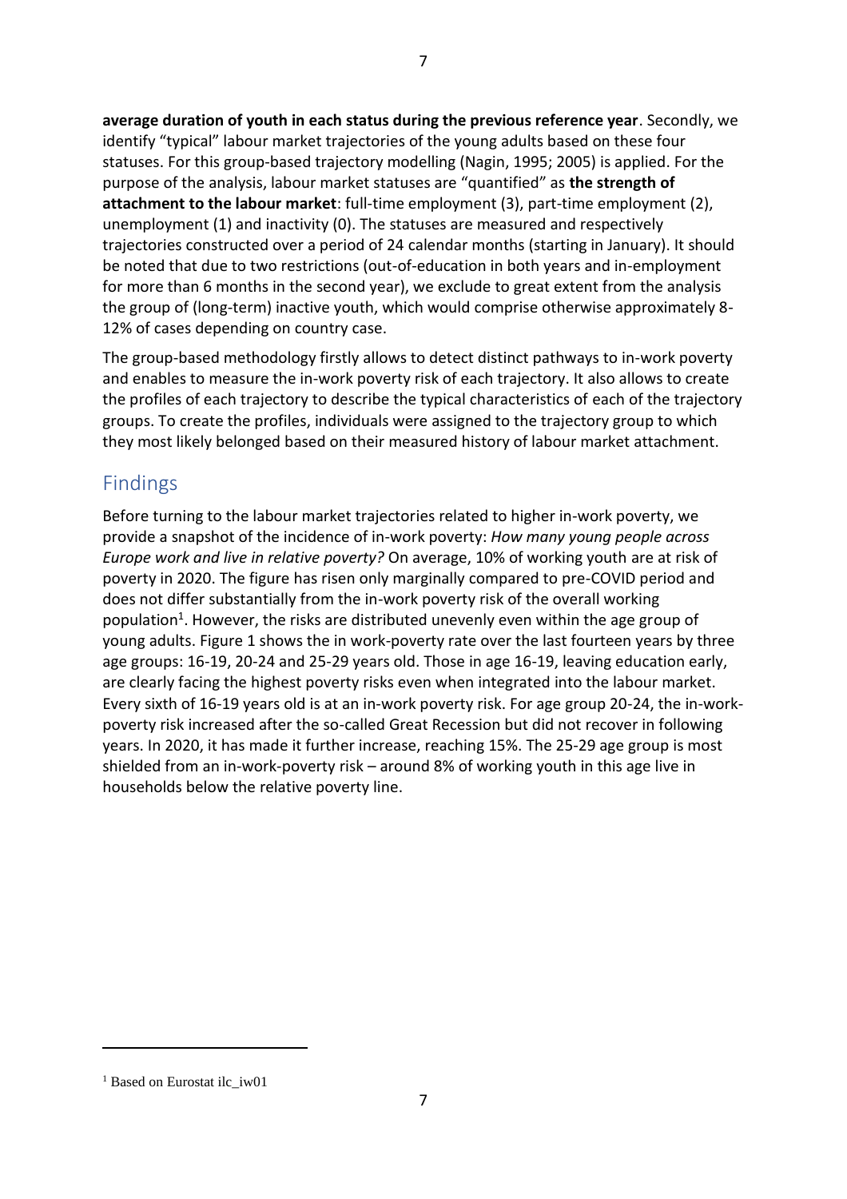**average duration of youth in each status during the previous reference year**. Secondly, we identify "typical" labour market trajectories of the young adults based on these four statuses. For this group-based trajectory modelling (Nagin, 1995; 2005) is applied. For the purpose of the analysis, labour market statuses are "quantified" as **the strength of attachment to the labour market**: full-time employment (3), part-time employment (2), unemployment (1) and inactivity (0). The statuses are measured and respectively trajectories constructed over a period of 24 calendar months (starting in January). It should be noted that due to two restrictions (out-of-education in both years and in-employment for more than 6 months in the second year), we exclude to great extent from the analysis the group of (long-term) inactive youth, which would comprise otherwise approximately 8-12% of cases depending on country case.

The group-based methodology firstly allows to detect distinct pathways to in-work poverty and enables to measure the in-work poverty risk of each trajectory. It also allows to create the profiles of each trajectory to describe the typical characteristics of each of the trajectory groups. To create the profiles, individuals were assigned to the trajectory group to which they most likely belonged based on their measured history of labour market attachment.

## Findings

Before turning to the labour market trajectories related to higher in-work poverty, we provide a snapshot of the incidence of in-work poverty: *How many young people across Europe work and live in relative poverty?* On average, 10% of working youth are at risk of poverty in 2020. The figure has risen only marginally compared to pre-COVID period and does not differ substantially from the in-work poverty risk of the overall working population[1]. However, the risks are distributed unevenly even within the age group of young adults. Figure 1 shows the in work-poverty rate over the last fourteen years by three age groups: 16-19, 20-24 and 25-29 years old. Those in age 16-19, leaving education early, are clearly facing the highest poverty risks even when integrated into the labour market. Every sixth of 16-19 years old is at an in-work poverty risk. For age group 20-24, the in-work-poverty risk increased after the so-called Great Recession but did not recover in following years. In 2020, it has made it further increase, reaching 15%. The 25-29 age group is most shielded from an in-work-poverty risk – around 8% of working youth in this age live in households below the relative poverty line.

[1] Based on Eurostat ilc_iw01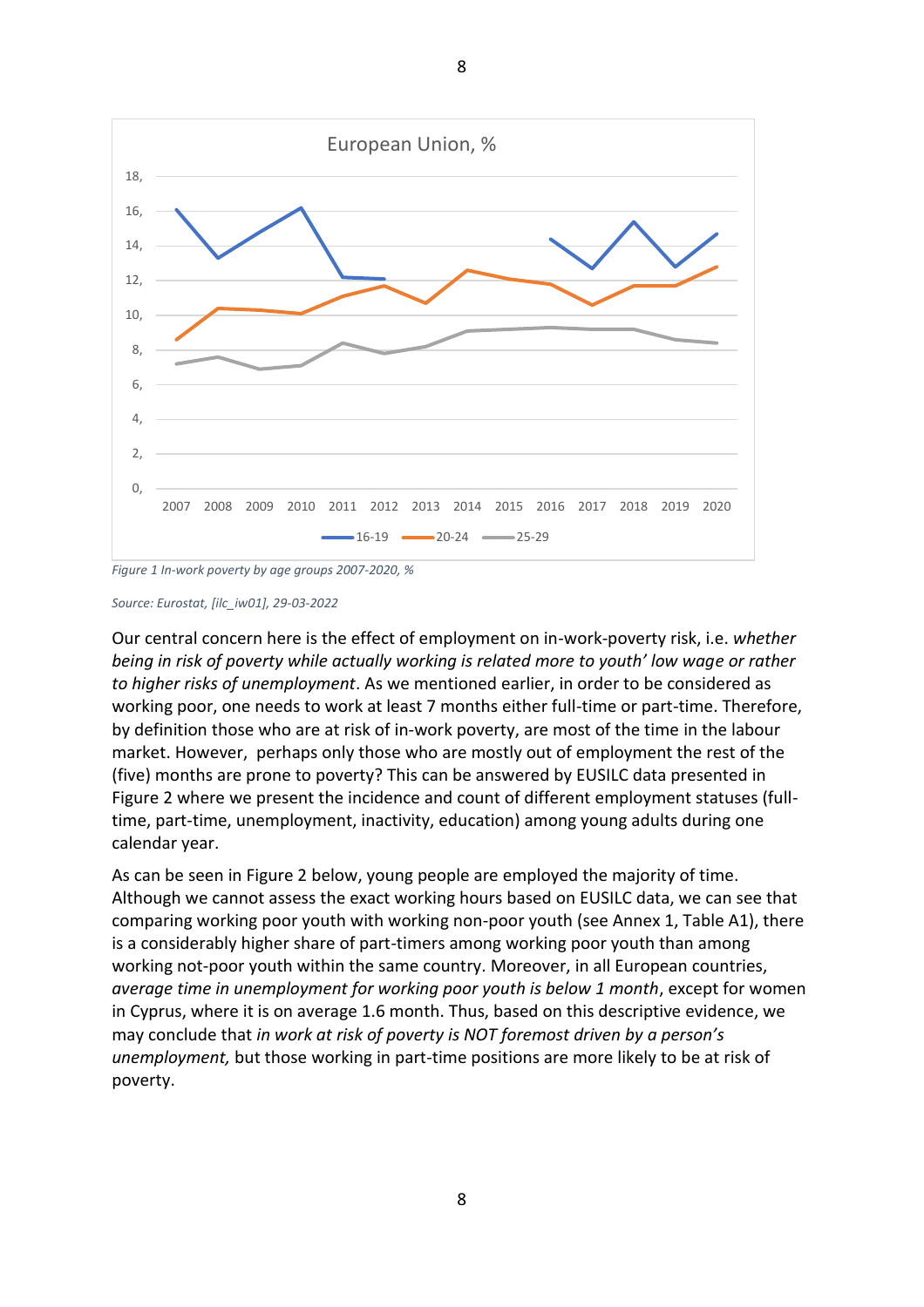European Union, %

18,
16,
14,
12,
10,
8,
6,
4,
2,
0,

2007 2008 2009 2010 2011 2012 2013 2014 2015 2016 2017 2018 2019 2020

16-19 20-24 25-29

*Figure 1 In-work poverty by age groups 2007-2020, %*

*Source: Eurostat, [ilc_iw01], 29-03-2022*

Our central concern here is the effect of employment on in-work-poverty risk, i.e. *whether being in risk of poverty while actually working is related more to youth' low wage or rather to higher risks of unemployment*. As we mentioned earlier, in order to be considered as working poor, one needs to work at least 7 months either full-time or part-time. Therefore, by definition those who are at risk of in-work poverty, are most of the time in the labour market. However, perhaps only those who are mostly out of employment the rest of the (five) months are prone to poverty? This can be answered by EUSILC data presented in Figure 2 where we present the incidence and count of different employment statuses (full-time, part-time, unemployment, inactivity, education) among young adults during one calendar year.

As can be seen in Figure 2 below, young people are employed the majority of time. Although we cannot assess the exact working hours based on EUSILC data, we can see that comparing working poor youth with working non-poor youth (see Annex 1, Table A1), there is a considerably higher share of part-timers among working poor youth than among working not-poor youth within the same country. Moreover, in all European countries, *average time in unemployment for working poor youth is below 1 month*, except for women in Cyprus, where it is on average 1.6 month. Thus, based on this descriptive evidence, we may conclude that *in work at risk of poverty is NOT foremost driven by a person's unemployment,* but those working in part-time positions are more likely to be at risk of poverty.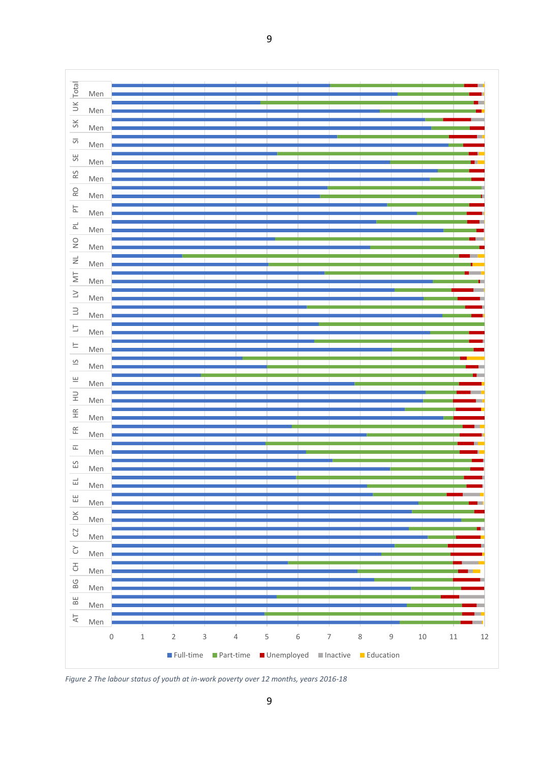Total
Men
UK
Men
SK
Men
SI
Men
SE
Men
RS
Men
RO
Men
PT
Men
PL
Men
NO
Men
NL
Men
MT
Men
LV
Men
LU
Men
LT
Men
IT
Men
IS
Men
IE
Men
HU
Men
HR
Men
FR
Men
FI
Men
ES
Men
EL
Men
EE
Men
DK
Men
CZ
Men
CY
Men
CH
Men
BG
Men
BE
Men
AT
Men

0 1 2 3 4 5 6 7 8 9 10 11 12

Full-time Part-time Unemployed Inactive Education

*Figure 2 The labour status of youth at in-work poverty over 12 months, years 2016-18*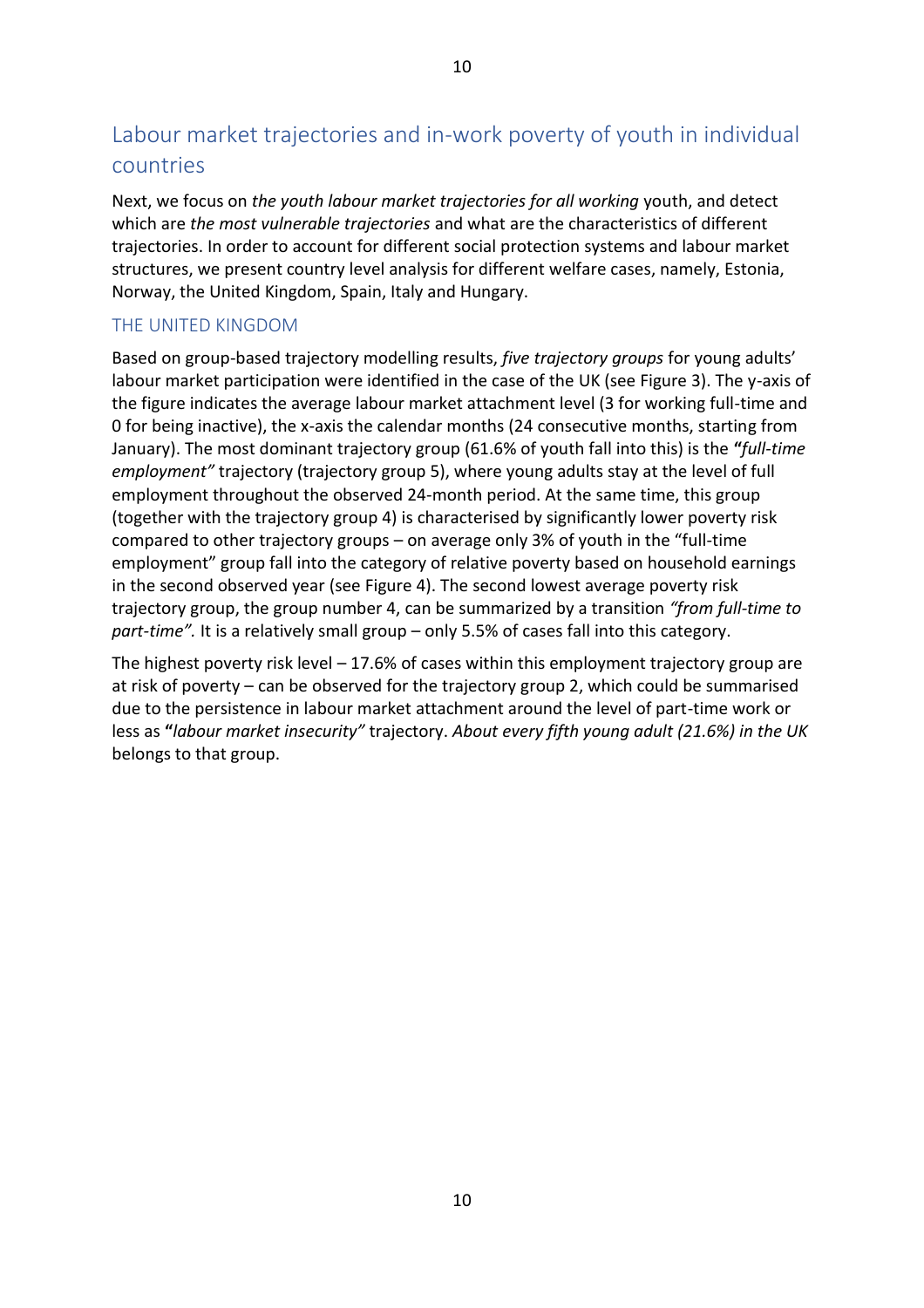## Labour market trajectories and in-work poverty of youth in individual countries

Next, we focus on *the youth labour market trajectories for all working* youth, and detect which are *the most vulnerable trajectories* and what are the characteristics of different trajectories. In order to account for different social protection systems and labour market structures, we present country level analysis for different welfare cases, namely, Estonia, Norway, the United Kingdom, Spain, Italy and Hungary.

### THE UNITED KINGDOM

Based on group-based trajectory modelling results, *five trajectory groups* for young adults' labour market participation were identified in the case of the UK (see Figure 3). The y-axis of the figure indicates the average labour market attachment level (3 for working full-time and 0 for being inactive), the x-axis the calendar months (24 consecutive months, starting from January). The most dominant trajectory group (61.6% of youth fall into this) is the **"***full-time employment"* trajectory (trajectory group 5), where young adults stay at the level of full employment throughout the observed 24-month period. At the same time, this group (together with the trajectory group 4) is characterised by significantly lower poverty risk compared to other trajectory groups – on average only 3% of youth in the "full-time employment" group fall into the category of relative poverty based on household earnings in the second observed year (see Figure 4). The second lowest average poverty risk trajectory group, the group number 4, can be summarized by a transition *"from full-time to part-time".* It is a relatively small group – only 5.5% of cases fall into this category.

The highest poverty risk level – 17.6% of cases within this employment trajectory group are at risk of poverty – can be observed for the trajectory group 2, which could be summarised due to the persistence in labour market attachment around the level of part-time work or less as **"***labour market insecurity"* trajectory. *About every fifth young adult (21.6%) in the UK* belongs to that group.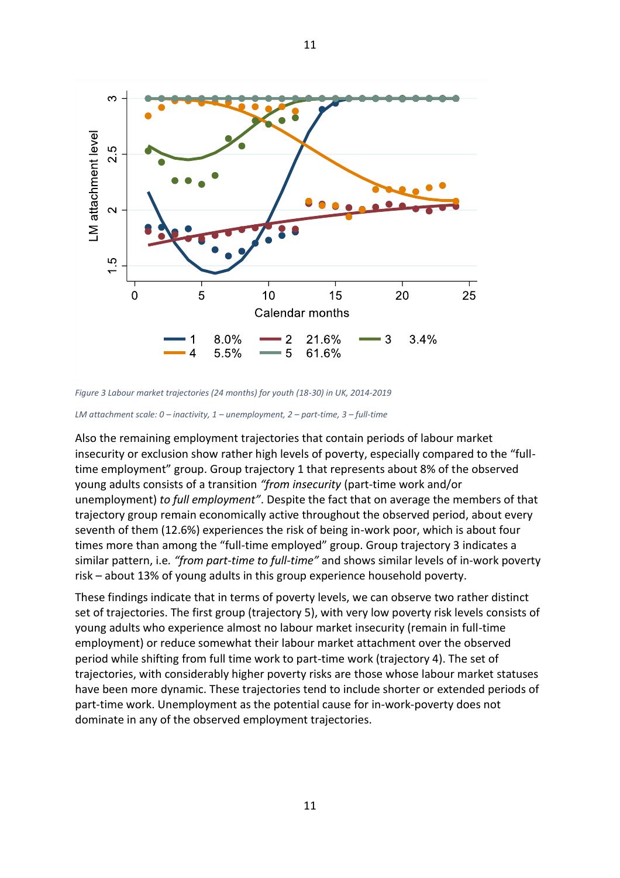LM attachment level

3
2.5
2
1.5

0
5
10
15
20
25

Calendar months

1 8.0%
2 21.6%
3 3.4%
4 5.5%
5 61.6%

*Figure 3 Labour market trajectories (24 months) for youth (18-30) in UK, 2014-2019*

*LM attachment scale: 0 – inactivity, 1 – unemployment, 2 – part-time, 3 – full-time*

Also the remaining employment trajectories that contain periods of labour market insecurity or exclusion show rather high levels of poverty, especially compared to the “full-time employment” group. Group trajectory 1 that represents about 8% of the observed young adults consists of a transition *“from insecurity* (part-time work and/or unemployment) *to full employment”*. Despite the fact that on average the members of that trajectory group remain economically active throughout the observed period, about every seventh of them (12.6%) experiences the risk of being in-work poor, which is about four times more than among the “full-time employed” group. Group trajectory 3 indicates a similar pattern, i.e. *“from part-time to full-time”* and shows similar levels of in-work poverty risk – about 13% of young adults in this group experience household poverty.

These findings indicate that in terms of poverty levels, we can observe two rather distinct set of trajectories. The first group (trajectory 5), with very low poverty risk levels consists of young adults who experience almost no labour market insecurity (remain in full-time employment) or reduce somewhat their labour market attachment over the observed period while shifting from full time work to part-time work (trajectory 4). The set of trajectories, with considerably higher poverty risks are those whose labour market statuses have been more dynamic. These trajectories tend to include shorter or extended periods of part-time work. Unemployment as the potential cause for in-work-poverty does not dominate in any of the observed employment trajectories.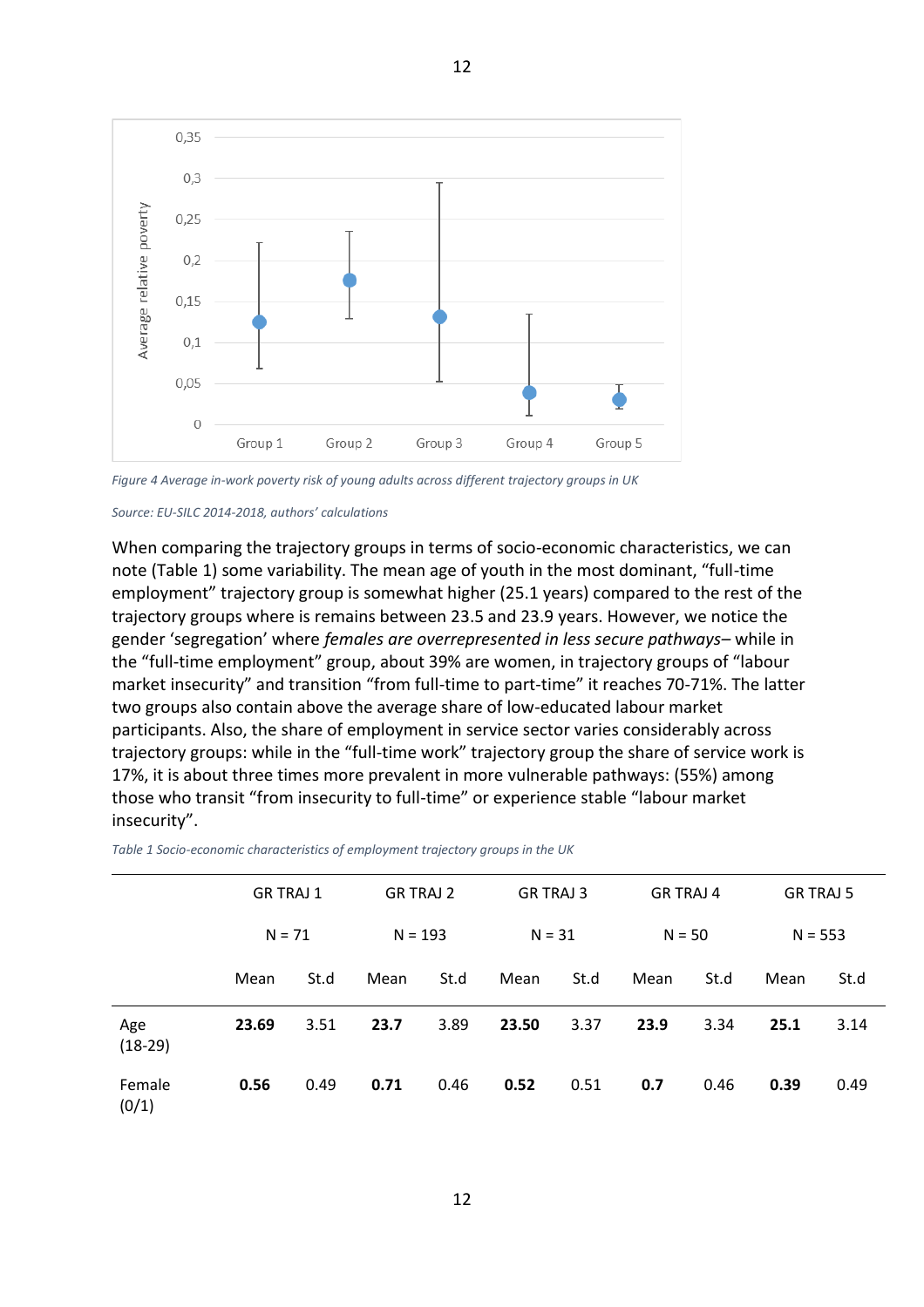0,35
0,3
0,25
0,2
0,15
0,1
0,05
0

Average relative poverty

Group 1
Group 2
Group 3
Group 4
Group 5

*Figure 4 Average in-work poverty risk of young adults across different trajectory groups in UK*

*Source: EU-SILC 2014-2018, authors' calculations*

When comparing the trajectory groups in terms of socio-economic characteristics, we can note (Table 1) some variability. The mean age of youth in the most dominant, "full-time employment" trajectory group is somewhat higher (25.1 years) compared to the rest of the trajectory groups where is remains between 23.5 and 23.9 years. However, we notice the gender 'segregation' where *females are overrepresented in less secure pathways*– while in the "full-time employment" group, about 39% are women, in trajectory groups of "labour market insecurity" and transition "from full-time to part-time" it reaches 70-71%. The latter two groups also contain above the average share of low-educated labour market participants. Also, the share of employment in service sector varies considerably across trajectory groups: while in the "full-time work" trajectory group the share of service work is 17%, it is about three times more prevalent in more vulnerable pathways: (55%) among those who transit "from insecurity to full-time" or experience stable "labour market insecurity".

*Table 1 Socio-economic characteristics of employment trajectory groups in the UK*

| | GR TRAJ 1 | | GR TRAJ 2 | | GR TRAJ 3 | | GR TRAJ 4 | | GR TRAJ 5 | |
|---|---|---|---|---|---|---|---|---|---|---|
| | N = 71 | | N = 193 | | N = 31 | | N = 50 | | N = 553 | |
| | Mean | St.d | Mean | St.d | Mean | St.d | Mean | St.d | Mean | St.d |
| Age (18-29) | **23.69** | 3.51 | **23.7** | 3.89 | **23.50** | 3.37 | **23.9** | 3.34 | **25.1** | 3.14 |
| Female (0/1) | **0.56** | 0.49 | **0.71** | 0.46 | **0.52** | 0.51 | **0.7** | 0.46 | **0.39** | 0.49 |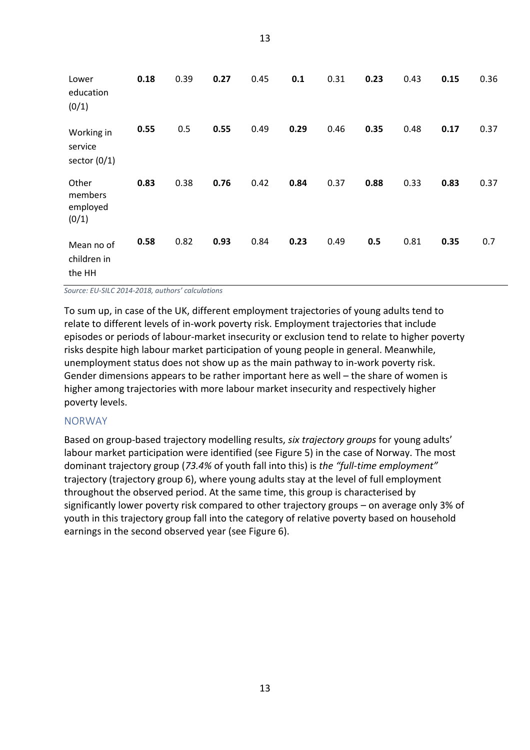| | | | | | | | | | | |
|---|---|---|---|---|---|---|---|---|---|---|
| Lower education (0/1) | **0.18** | 0.39 | **0.27** | 0.45 | **0.1** | 0.31 | **0.23** | 0.43 | **0.15** | 0.36 |
| Working in service sector (0/1) | **0.55** | 0.5 | **0.55** | 0.49 | **0.29** | 0.46 | **0.35** | 0.48 | **0.17** | 0.37 |
| Other members employed (0/1) | **0.83** | 0.38 | **0.76** | 0.42 | **0.84** | 0.37 | **0.88** | 0.33 | **0.83** | 0.37 |
| Mean no of children in the HH | **0.58** | 0.82 | **0.93** | 0.84 | **0.23** | 0.49 | **0.5** | 0.81 | **0.35** | 0.7 |

*Source: EU-SILC 2014-2018, authors' calculations*

To sum up, in case of the UK, different employment trajectories of young adults tend to relate to different levels of in-work poverty risk. Employment trajectories that include episodes or periods of labour-market insecurity or exclusion tend to relate to higher poverty risks despite high labour market participation of young people in general. Meanwhile, unemployment status does not show up as the main pathway to in-work poverty risk. Gender dimensions appears to be rather important here as well – the share of women is higher among trajectories with more labour market insecurity and respectively higher poverty levels.

### NORWAY

Based on group-based trajectory modelling results, *six trajectory groups* for young adults' labour market participation were identified (see Figure 5) in the case of Norway. The most dominant trajectory group (*73.4%* of youth fall into this) is *the "full-time employment"* trajectory (trajectory group 6), where young adults stay at the level of full employment throughout the observed period. At the same time, this group is characterised by significantly lower poverty risk compared to other trajectory groups – on average only 3% of youth in this trajectory group fall into the category of relative poverty based on household earnings in the second observed year (see Figure 6).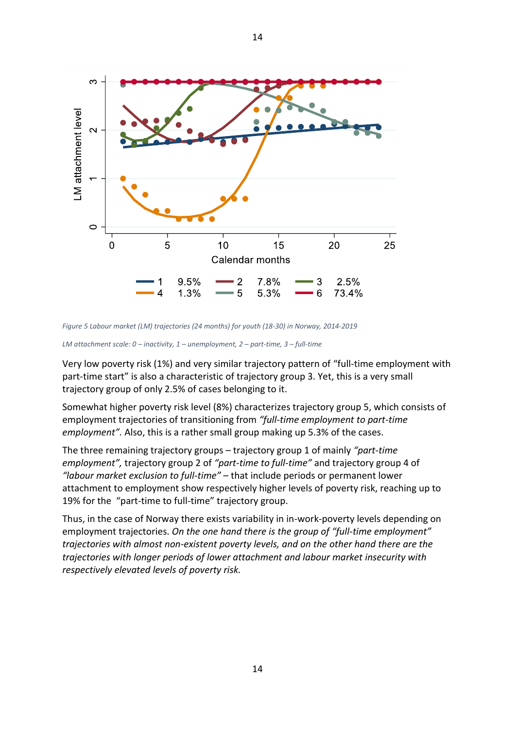LM attachment level

0
1
2
3

0
5
10
15
20
25

Calendar months

1 9.5%
2 7.8%
3 2.5%
4 1.3%
5 5.3%
6 73.4%

*Figure 5 Labour market (LM) trajectories (24 months) for youth (18-30) in Norway, 2014-2019*

*LM attachment scale: 0 – inactivity, 1 – unemployment, 2 – part-time, 3 – full-time*

Very low poverty risk (1%) and very similar trajectory pattern of “full-time employment with part-time start” is also a characteristic of trajectory group 3. Yet, this is a very small trajectory group of only 2.5% of cases belonging to it.

Somewhat higher poverty risk level (8%) characterizes trajectory group 5, which consists of employment trajectories of transitioning from *“full-time employment to part-time employment”.* Also, this is a rather small group making up 5.3% of the cases.

The three remaining trajectory groups – trajectory group 1 of mainly *“part-time employment”,* trajectory group 2 of *“part-time to full-time”* and trajectory group 4 of *“labour market exclusion to full-time”* – that include periods or permanent lower attachment to employment show respectively higher levels of poverty risk, reaching up to 19% for the “part-time to full-time” trajectory group.

Thus, in the case of Norway there exists variability in in-work-poverty levels depending on employment trajectories. *On the one hand there is the group of “full-time employment” trajectories with almost non-existent poverty levels, and on the other hand there are the trajectories with longer periods of lower attachment and labour market insecurity with respectively elevated levels of poverty risk.*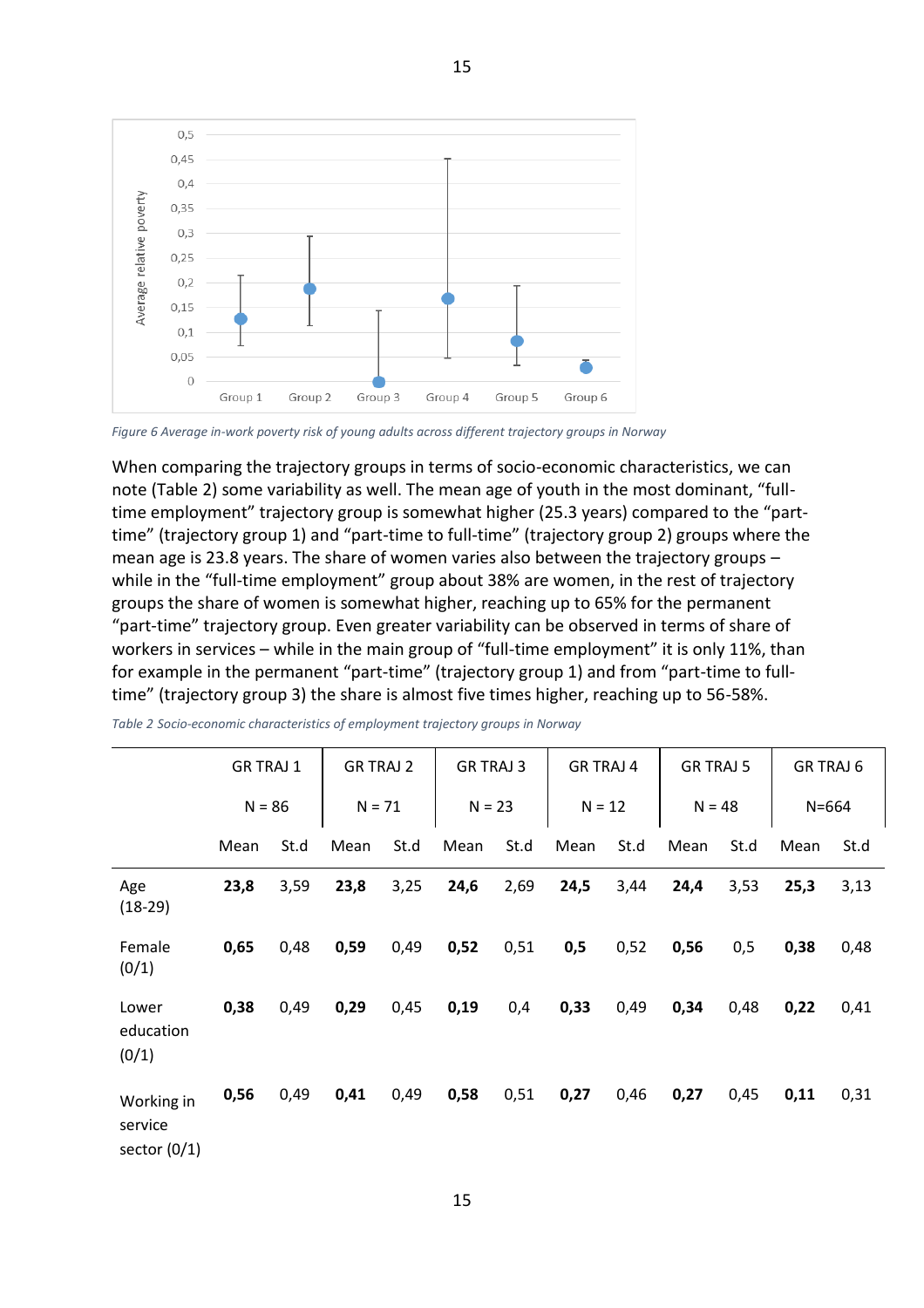Average relative poverty

0,5
0,45
0,4
0,35
0,3
0,25
0,2
0,15
0,1
0,05
0

Group 1
Group 2
Group 3
Group 4
Group 5
Group 6

*Figure 6 Average in-work poverty risk of young adults across different trajectory groups in Norway*

When comparing the trajectory groups in terms of socio-economic characteristics, we can note (Table 2) some variability as well. The mean age of youth in the most dominant, "full-time employment" trajectory group is somewhat higher (25.3 years) compared to the "part-time" (trajectory group 1) and "part-time to full-time" (trajectory group 2) groups where the mean age is 23.8 years. The share of women varies also between the trajectory groups – while in the "full-time employment" group about 38% are women, in the rest of trajectory groups the share of women is somewhat higher, reaching up to 65% for the permanent "part-time" trajectory group. Even greater variability can be observed in terms of share of workers in services – while in the main group of "full-time employment" it is only 11%, than for example in the permanent "part-time" (trajectory group 1) and from "part-time to full-time" (trajectory group 3) the share is almost five times higher, reaching up to 56-58%.

*Table 2 Socio-economic characteristics of employment trajectory groups in Norway*

| | GR TRAJ 1 N = 86 | | GR TRAJ 2 N = 71 | | GR TRAJ 3 N = 23 | | GR TRAJ 4 N = 12 | | GR TRAJ 5 N = 48 | | GR TRAJ 6 N=664 | |
|---|---|---|---|---|---|---|---|---|---|---|---|---|
| | Mean | St.d | Mean | St.d | Mean | St.d | Mean | St.d | Mean | St.d | Mean | St.d |
| Age (18-29) | **23,8** | 3,59 | **23,8** | 3,25 | **24,6** | 2,69 | **24,5** | 3,44 | **24,4** | 3,53 | **25,3** | 3,13 |
| Female (0/1) | **0,65** | 0,48 | **0,59** | 0,49 | **0,52** | 0,51 | **0,5** | 0,52 | **0,56** | 0,5 | **0,38** | 0,48 |
| Lower education (0/1) | **0,38** | 0,49 | **0,29** | 0,45 | **0,19** | 0,4 | **0,33** | 0,49 | **0,34** | 0,48 | **0,22** | 0,41 |
| Working in service sector (0/1) | **0,56** | 0,49 | **0,41** | 0,49 | **0,58** | 0,51 | **0,27** | 0,46 | **0,27** | 0,45 | **0,11** | 0,31 |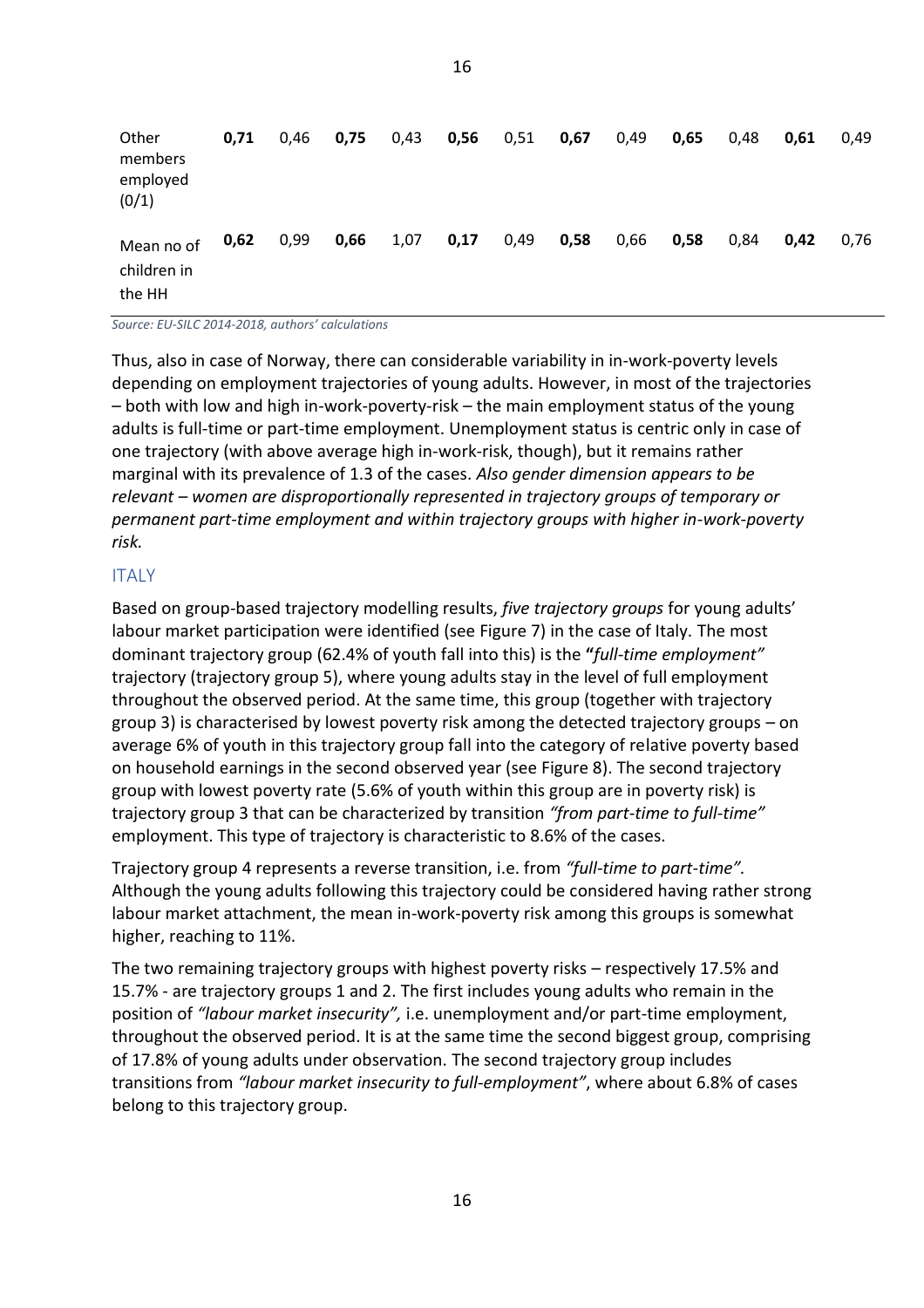| | | | | | | | | | | | | |
|---|---|---|---|---|---|---|---|---|---|---|---|---|
| Other members employed (0/1) | **0,71** | 0,46 | **0,75** | 0,43 | **0,56** | 0,51 | **0,67** | 0,49 | **0,65** | 0,48 | **0,61** | 0,49 |
| Mean no of children in the HH | **0,62** | 0,99 | **0,66** | 1,07 | **0,17** | 0,49 | **0,58** | 0,66 | **0,58** | 0,84 | **0,42** | 0,76 |

*Source: EU-SILC 2014-2018, authors' calculations*

Thus, also in case of Norway, there can considerable variability in in-work-poverty levels depending on employment trajectories of young adults. However, in most of the trajectories – both with low and high in-work-poverty-risk – the main employment status of the young adults is full-time or part-time employment. Unemployment status is centric only in case of one trajectory (with above average high in-work-risk, though), but it remains rather marginal with its prevalence of 1.3 of the cases. *Also gender dimension appears to be relevant – women are disproportionally represented in trajectory groups of temporary or permanent part-time employment and within trajectory groups with higher in-work-poverty risk.*

## ITALY

Based on group-based trajectory modelling results, *five trajectory groups* for young adults' labour market participation were identified (see Figure 7) in the case of Italy. The most dominant trajectory group (62.4% of youth fall into this) is the **"***full-time employment"* trajectory (trajectory group 5), where young adults stay in the level of full employment throughout the observed period. At the same time, this group (together with trajectory group 3) is characterised by lowest poverty risk among the detected trajectory groups – on average 6% of youth in this trajectory group fall into the category of relative poverty based on household earnings in the second observed year (see Figure 8). The second trajectory group with lowest poverty rate (5.6% of youth within this group are in poverty risk) is trajectory group 3 that can be characterized by transition *"from part-time to full-time"* employment. This type of trajectory is characteristic to 8.6% of the cases.

Trajectory group 4 represents a reverse transition, i.e. from *"full-time to part-time".* Although the young adults following this trajectory could be considered having rather strong labour market attachment, the mean in-work-poverty risk among this groups is somewhat higher, reaching to 11%.

The two remaining trajectory groups with highest poverty risks – respectively 17.5% and 15.7% - are trajectory groups 1 and 2. The first includes young adults who remain in the position of *"labour market insecurity",* i.e. unemployment and/or part-time employment, throughout the observed period. It is at the same time the second biggest group, comprising of 17.8% of young adults under observation. The second trajectory group includes transitions from *"labour market insecurity to full-employment"*, where about 6.8% of cases belong to this trajectory group.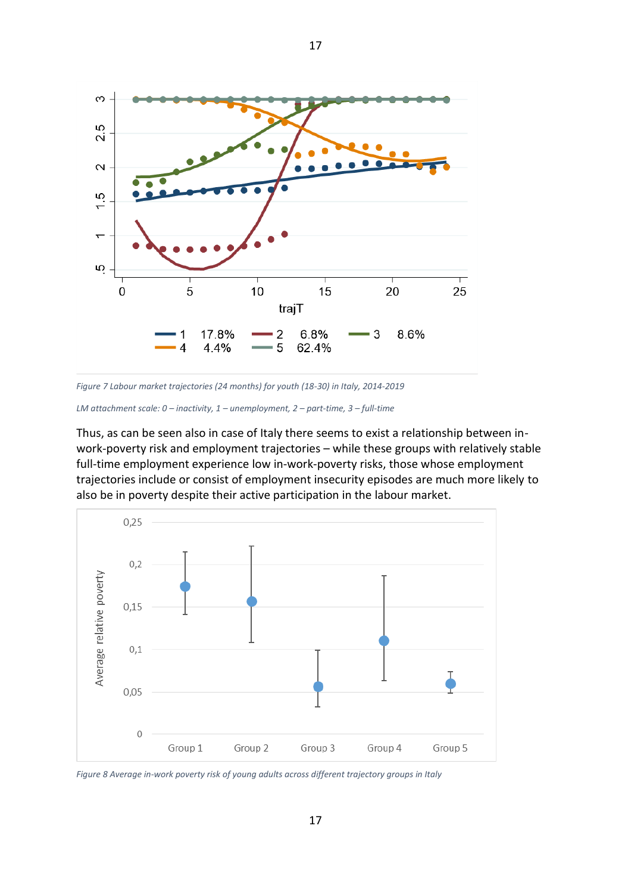3
2.5
2
1.5
1
.5

0
5
10
15
20
25

trajT

1 17.8%
2 6.8%
3 8.6%
4 4.4%
5 62.4%

*Figure 7 Labour market trajectories (24 months) for youth (18-30) in Italy, 2014-2019*

*LM attachment scale: 0 – inactivity, 1 – unemployment, 2 – part-time, 3 – full-time*

Thus, as can be seen also in case of Italy there seems to exist a relationship between in-work-poverty risk and employment trajectories – while these groups with relatively stable full-time employment experience low in-work-poverty risks, those whose employment trajectories include or consist of employment insecurity episodes are much more likely to also be in poverty despite their active participation in the labour market.

Average relative poverty

0,25
0,2
0,15
0,1
0,05
0

Group 1
Group 2
Group 3
Group 4
Group 5

*Figure 8 Average in-work poverty risk of young adults across different trajectory groups in Italy*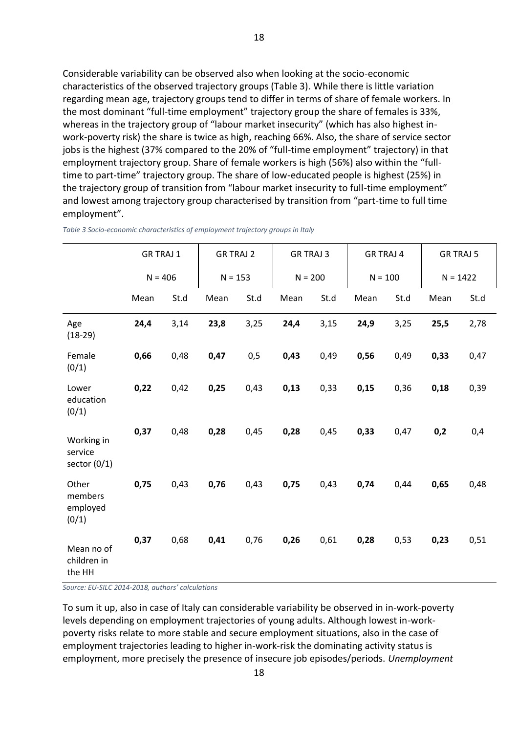Considerable variability can be observed also when looking at the socio-economic characteristics of the observed trajectory groups (Table 3). While there is little variation regarding mean age, trajectory groups tend to differ in terms of share of female workers. In the most dominant "full-time employment" trajectory group the share of females is 33%, whereas in the trajectory group of "labour market insecurity" (which has also highest in-work-poverty risk) the share is twice as high, reaching 66%. Also, the share of service sector jobs is the highest (37% compared to the 20% of "full-time employment" trajectory) in that employment trajectory group. Share of female workers is high (56%) also within the "full-time to part-time" trajectory group. The share of low-educated people is highest (25%) in the trajectory group of transition from "labour market insecurity to full-time employment" and lowest among trajectory group characterised by transition from "part-time to full time employment".

*Table 3 Socio-economic characteristics of employment trajectory groups in Italy*

| | GR TRAJ 1 N = 406 | | GR TRAJ 2 N = 153 | | GR TRAJ 3 N = 200 | | GR TRAJ 4 N = 100 | | GR TRAJ 5 N = 1422 | |
|---|---|---|---|---|---|---|---|---|---|---|
| | Mean | St.d | Mean | St.d | Mean | St.d | Mean | St.d | Mean | St.d |
| Age (18-29) | **24,4** | 3,14 | **23,8** | 3,25 | **24,4** | 3,15 | **24,9** | 3,25 | **25,5** | 2,78 |
| Female (0/1) | **0,66** | 0,48 | **0,47** | 0,5 | **0,43** | 0,49 | **0,56** | 0,49 | **0,33** | 0,47 |
| Lower education (0/1) | **0,22** | 0,42 | **0,25** | 0,43 | **0,13** | 0,33 | **0,15** | 0,36 | **0,18** | 0,39 |
| Working in service sector (0/1) | **0,37** | 0,48 | **0,28** | 0,45 | **0,28** | 0,45 | **0,33** | 0,47 | **0,2** | 0,4 |
| Other members employed (0/1) | **0,75** | 0,43 | **0,76** | 0,43 | **0,75** | 0,43 | **0,74** | 0,44 | **0,65** | 0,48 |
| Mean no of children in the HH | **0,37** | 0,68 | **0,41** | 0,76 | **0,26** | 0,61 | **0,28** | 0,53 | **0,23** | 0,51 |

*Source: EU-SILC 2014-2018, authors' calculations*

To sum it up, also in case of Italy can considerable variability be observed in in-work-poverty levels depending on employment trajectories of young adults. Although lowest in-work-poverty risks relate to more stable and secure employment situations, also in the case of employment trajectories leading to higher in-work-risk the dominating activity status is employment, more precisely the presence of insecure job episodes/periods. *Unemployment*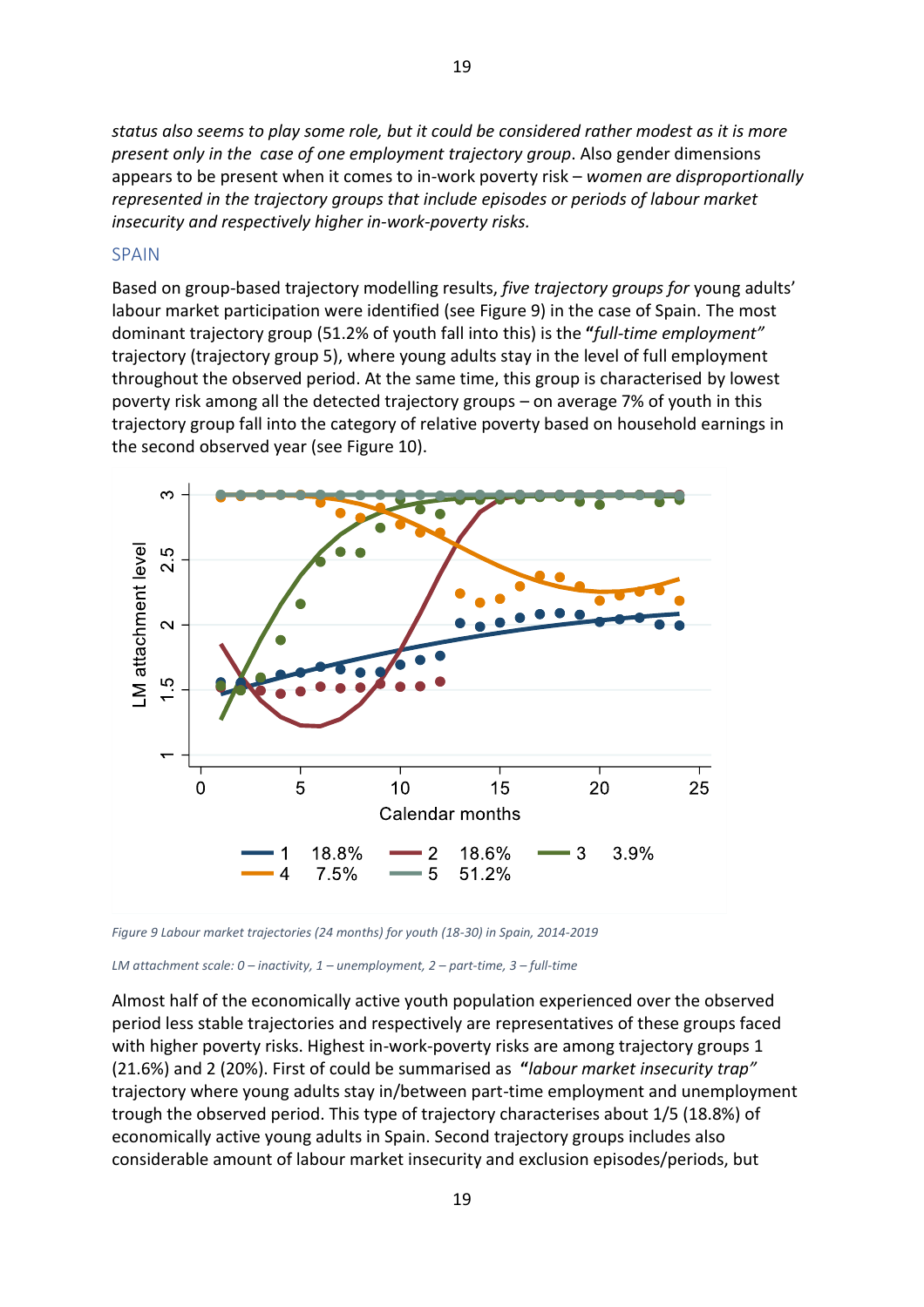*status also seems to play some role, but it could be considered rather modest as it is more present only in the case of one employment trajectory group*. Also gender dimensions appears to be present when it comes to in-work poverty risk – *women are disproportionally represented in the trajectory groups that include episodes or periods of labour market insecurity and respectively higher in-work-poverty risks.*

## SPAIN

Based on group-based trajectory modelling results, *five trajectory groups for* young adults' labour market participation were identified (see Figure 9) in the case of Spain. The most dominant trajectory group (51.2% of youth fall into this) is the **"***full-time employment"* trajectory (trajectory group 5), where young adults stay in the level of full employment throughout the observed period. At the same time, this group is characterised by lowest poverty risk among all the detected trajectory groups – on average 7% of youth in this trajectory group fall into the category of relative poverty based on household earnings in the second observed year (see Figure 10).

LM attachment level
1
1.5
2
2.5
3
0
5
10
15
20
25
Calendar months
1 18.8%
2 18.6%
3 3.9%
4 7.5%
5 51.2%

*Figure 9 Labour market trajectories (24 months) for youth (18-30) in Spain, 2014-2019*

*LM attachment scale: 0 – inactivity, 1 – unemployment, 2 – part-time, 3 – full-time*

Almost half of the economically active youth population experienced over the observed period less stable trajectories and respectively are representatives of these groups faced with higher poverty risks. Highest in-work-poverty risks are among trajectory groups 1 (21.6%) and 2 (20%). First of could be summarised as **"***labour market insecurity trap"* trajectory where young adults stay in/between part-time employment and unemployment trough the observed period. This type of trajectory characterises about 1/5 (18.8%) of economically active young adults in Spain. Second trajectory groups includes also considerable amount of labour market insecurity and exclusion episodes/periods, but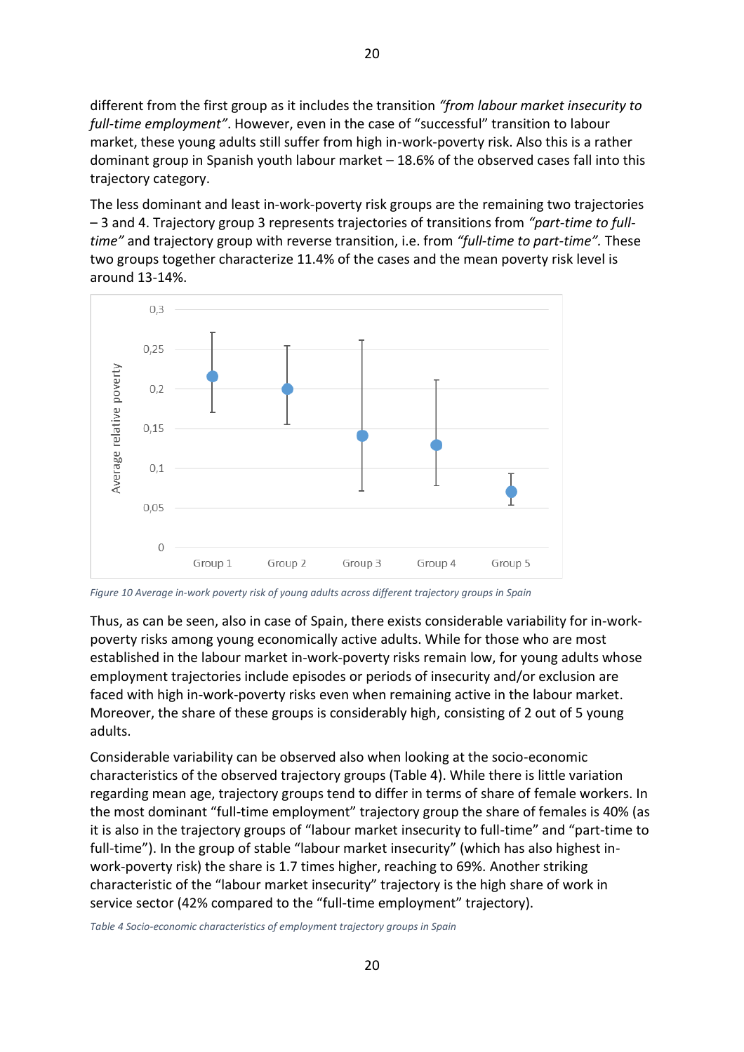different from the first group as it includes the transition *"from labour market insecurity to full-time employment"*. However, even in the case of "successful" transition to labour market, these young adults still suffer from high in-work-poverty risk. Also this is a rather dominant group in Spanish youth labour market – 18.6% of the observed cases fall into this trajectory category.

The less dominant and least in-work-poverty risk groups are the remaining two trajectories – 3 and 4. Trajectory group 3 represents trajectories of transitions from *"part-time to full-time"* and trajectory group with reverse transition, i.e. from *"full-time to part-time".* These two groups together characterize 11.4% of the cases and the mean poverty risk level is around 13-14%.

Average relative poverty

0,3
0,25
0,2
0,15
0,1
0,05
0

Group 1
Group 2
Group 3
Group 4
Group 5

*Figure 10 Average in-work poverty risk of young adults across different trajectory groups in Spain*

Thus, as can be seen, also in case of Spain, there exists considerable variability for in-work-poverty risks among young economically active adults. While for those who are most established in the labour market in-work-poverty risks remain low, for young adults whose employment trajectories include episodes or periods of insecurity and/or exclusion are faced with high in-work-poverty risks even when remaining active in the labour market. Moreover, the share of these groups is considerably high, consisting of 2 out of 5 young adults.

Considerable variability can be observed also when looking at the socio-economic characteristics of the observed trajectory groups (Table 4). While there is little variation regarding mean age, trajectory groups tend to differ in terms of share of female workers. In the most dominant "full-time employment" trajectory group the share of females is 40% (as it is also in the trajectory groups of "labour market insecurity to full-time" and "part-time to full-time"). In the group of stable "labour market insecurity" (which has also highest in-work-poverty risk) the share is 1.7 times higher, reaching to 69%. Another striking characteristic of the "labour market insecurity" trajectory is the high share of work in service sector (42% compared to the "full-time employment" trajectory).

*Table 4 Socio-economic characteristics of employment trajectory groups in Spain*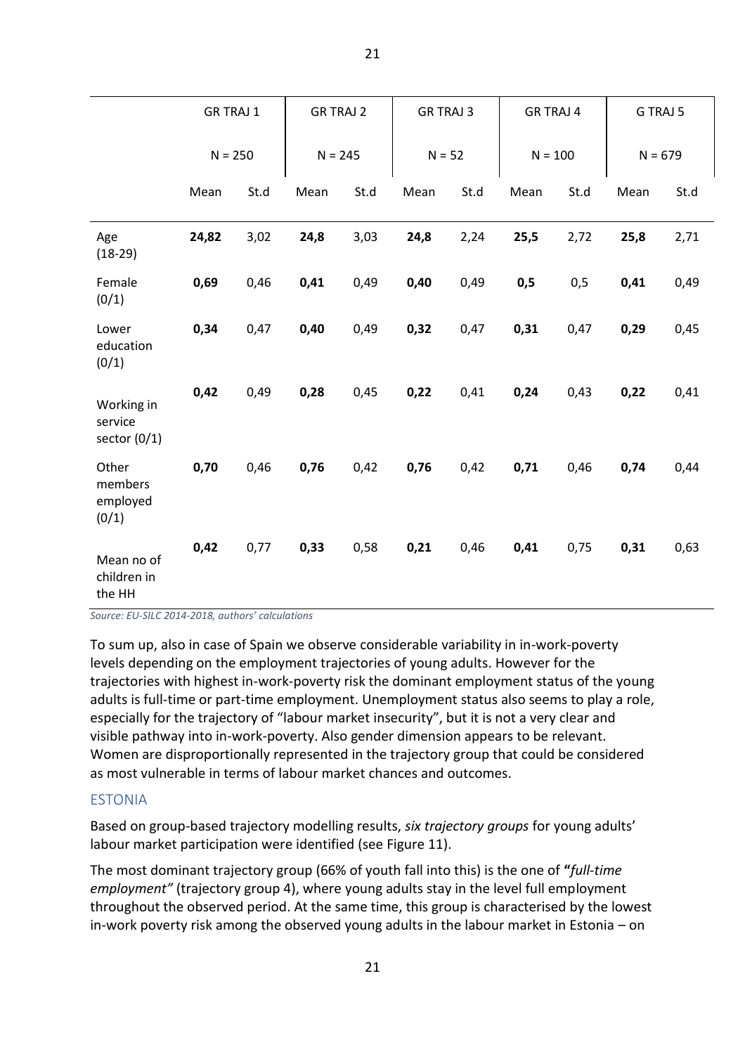| | GR TRAJ 1 N = 250 | | GR TRAJ 2 N = 245 | | GR TRAJ 3 N = 52 | | GR TRAJ 4 N = 100 | | G TRAJ 5 N = 679 | |
|---|---|---|---|---|---|---|---|---|---|---|
| | Mean | St.d | Mean | St.d | Mean | St.d | Mean | St.d | Mean | St.d |
| Age (18-29) | **24,82** | 3,02 | **24,8** | 3,03 | **24,8** | 2,24 | **25,5** | 2,72 | **25,8** | 2,71 |
| Female (0/1) | **0,69** | 0,46 | **0,41** | 0,49 | **0,40** | 0,49 | **0,5** | 0,5 | **0,41** | 0,49 |
| Lower education (0/1) | **0,34** | 0,47 | **0,40** | 0,49 | **0,32** | 0,47 | **0,31** | 0,47 | **0,29** | 0,45 |
| Working in service sector (0/1) | **0,42** | 0,49 | **0,28** | 0,45 | **0,22** | 0,41 | **0,24** | 0,43 | **0,22** | 0,41 |
| Other members employed (0/1) | **0,70** | 0,46 | **0,76** | 0,42 | **0,76** | 0,42 | **0,71** | 0,46 | **0,74** | 0,44 |
| Mean no of children in the HH | **0,42** | 0,77 | **0,33** | 0,58 | **0,21** | 0,46 | **0,41** | 0,75 | **0,31** | 0,63 |

*Source: EU-SILC 2014-2018, authors' calculations*

To sum up, also in case of Spain we observe considerable variability in in-work-poverty levels depending on the employment trajectories of young adults. However for the trajectories with highest in-work-poverty risk the dominant employment status of the young adults is full-time or part-time employment. Unemployment status also seems to play a role, especially for the trajectory of "labour market insecurity", but it is not a very clear and visible pathway into in-work-poverty. Also gender dimension appears to be relevant. Women are disproportionally represented in the trajectory group that could be considered as most vulnerable in terms of labour market chances and outcomes.

## ESTONIA

Based on group-based trajectory modelling results, *six trajectory groups* for young adults' labour market participation were identified (see Figure 11).

The most dominant trajectory group (66% of youth fall into this) is the one of **"***full-time employment"* (trajectory group 4), where young adults stay in the level full employment throughout the observed period. At the same time, this group is characterised by the lowest in-work poverty risk among the observed young adults in the labour market in Estonia – on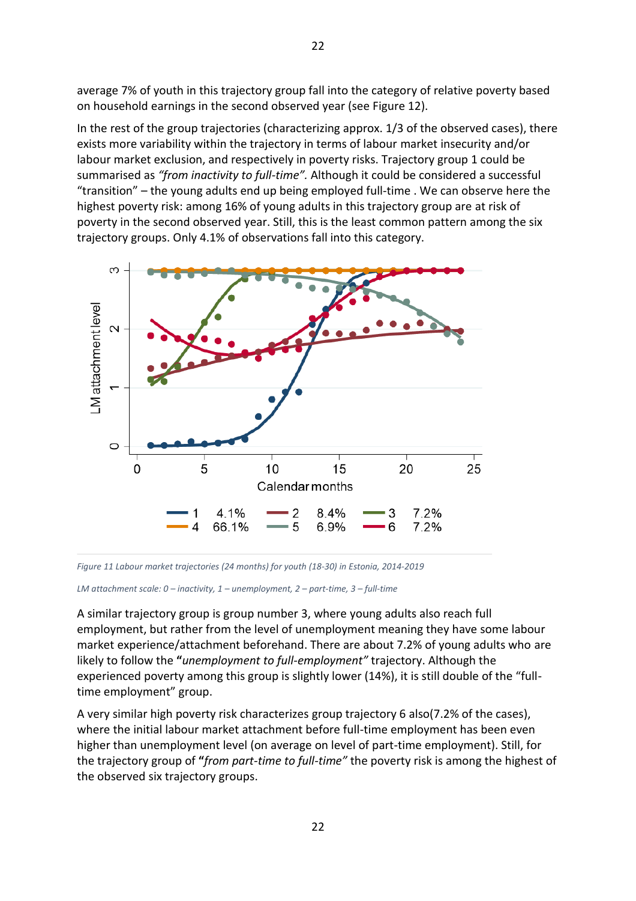average 7% of youth in this trajectory group fall into the category of relative poverty based on household earnings in the second observed year (see Figure 12).

In the rest of the group trajectories (characterizing approx. 1/3 of the observed cases), there exists more variability within the trajectory in terms of labour market insecurity and/or labour market exclusion, and respectively in poverty risks. Trajectory group 1 could be summarised as *"from inactivity to full-time".* Although it could be considered a successful "transition" – the young adults end up being employed full-time . We can observe here the highest poverty risk: among 16% of young adults in this trajectory group are at risk of poverty in the second observed year. Still, this is the least common pattern among the six trajectory groups. Only 4.1% of observations fall into this category.

LM attachment level
0
1
2
3
0
5
10
15
20
25
Calendar months
1 4.1%
2 8.4%
3 7.2%
4 66.1%
5 6.9%
6 7.2%

*Figure 11 Labour market trajectories (24 months) for youth (18-30) in Estonia, 2014-2019*

*LM attachment scale: 0 – inactivity, 1 – unemployment, 2 – part-time, 3 – full-time*

A similar trajectory group is group number 3, where young adults also reach full employment, but rather from the level of unemployment meaning they have some labour market experience/attachment beforehand. There are about 7.2% of young adults who are likely to follow the **"***unemployment to full-employment"* trajectory. Although the experienced poverty among this group is slightly lower (14%), it is still double of the "full-time employment" group.

A very similar high poverty risk characterizes group trajectory 6 also(7.2% of the cases), where the initial labour market attachment before full-time employment has been even higher than unemployment level (on average on level of part-time employment). Still, for the trajectory group of **"***from part-time to full-time"* the poverty risk is among the highest of the observed six trajectory groups.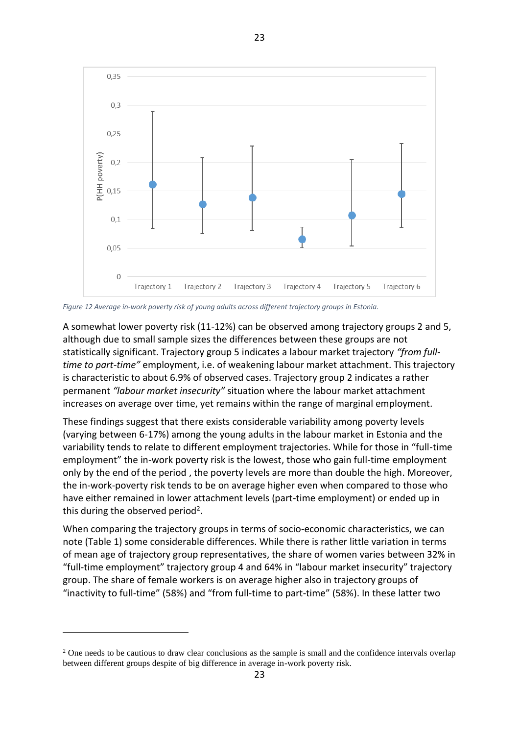0,35
0,3
0,25
0,2
0,15
0,1
0,05
0

P(HH poverty)

Trajectory 1 Trajectory 2 Trajectory 3 Trajectory 4 Trajectory 5 Trajectory 6

*Figure 12 Average in-work poverty risk of young adults across different trajectory groups in Estonia.*

A somewhat lower poverty risk (11-12%) can be observed among trajectory groups 2 and 5, although due to small sample sizes the differences between these groups are not statistically significant. Trajectory group 5 indicates a labour market trajectory *"from full-time to part-time"* employment, i.e. of weakening labour market attachment. This trajectory is characteristic to about 6.9% of observed cases. Trajectory group 2 indicates a rather permanent *"labour market insecurity"* situation where the labour market attachment increases on average over time, yet remains within the range of marginal employment.

These findings suggest that there exists considerable variability among poverty levels (varying between 6-17%) among the young adults in the labour market in Estonia and the variability tends to relate to different employment trajectories. While for those in "full-time employment" the in-work poverty risk is the lowest, those who gain full-time employment only by the end of the period , the poverty levels are more than double the high. Moreover, the in-work-poverty risk tends to be on average higher even when compared to those who have either remained in lower attachment levels (part-time employment) or ended up in this during the observed period[2].

When comparing the trajectory groups in terms of socio-economic characteristics, we can note (Table 1) some considerable differences. While there is rather little variation in terms of mean age of trajectory group representatives, the share of women varies between 32% in "full-time employment" trajectory group 4 and 64% in "labour market insecurity" trajectory group. The share of female workers is on average higher also in trajectory groups of "inactivity to full-time" (58%) and "from full-time to part-time" (58%). In these latter two

[2] One needs to be cautious to draw clear conclusions as the sample is small and the confidence intervals overlap between different groups despite of big difference in average in-work poverty risk.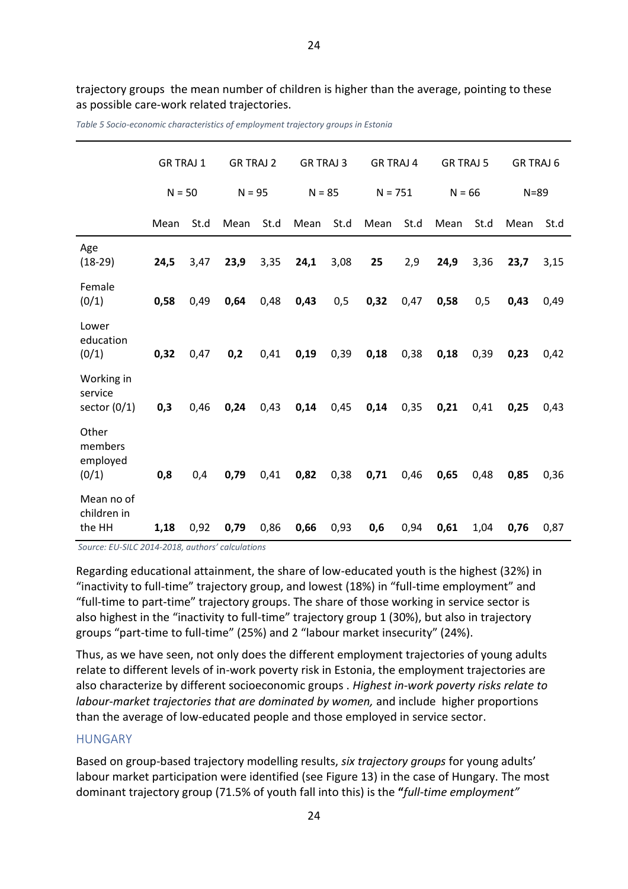trajectory groups the mean number of children is higher than the average, pointing to these as possible care-work related trajectories.

*Table 5 Socio-economic characteristics of employment trajectory groups in Estonia*

| | GR TRAJ 1 | | GR TRAJ 2 | | GR TRAJ 3 | | GR TRAJ 4 | | GR TRAJ 5 | | GR TRAJ 6 | |
|---|---|---|---|---|---|---|---|---|---|---|---|---|
| | N = 50 | | N = 95 | | N = 85 | | N = 751 | | N = 66 | | N=89 | |
| | Mean | St.d | Mean | St.d | Mean | St.d | Mean | St.d | Mean | St.d | Mean | St.d |
| Age (18-29) | **24,5** | 3,47 | **23,9** | 3,35 | **24,1** | 3,08 | **25** | 2,9 | **24,9** | 3,36 | **23,7** | 3,15 |
| Female (0/1) | **0,58** | 0,49 | **0,64** | 0,48 | **0,43** | 0,5 | **0,32** | 0,47 | **0,58** | 0,5 | **0,43** | 0,49 |
| Lower education (0/1) | **0,32** | 0,47 | **0,2** | 0,41 | **0,19** | 0,39 | **0,18** | 0,38 | **0,18** | 0,39 | **0,23** | 0,42 |
| Working in service sector (0/1) | **0,3** | 0,46 | **0,24** | 0,43 | **0,14** | 0,45 | **0,14** | 0,35 | **0,21** | 0,41 | **0,25** | 0,43 |
| Other members employed (0/1) | **0,8** | 0,4 | **0,79** | 0,41 | **0,82** | 0,38 | **0,71** | 0,46 | **0,65** | 0,48 | **0,85** | 0,36 |
| Mean no of children in the HH | **1,18** | 0,92 | **0,79** | 0,86 | **0,66** | 0,93 | **0,6** | 0,94 | **0,61** | 1,04 | **0,76** | 0,87 |

*Source: EU-SILC 2014-2018, authors' calculations*

Regarding educational attainment, the share of low-educated youth is the highest (32%) in "inactivity to full-time" trajectory group, and lowest (18%) in "full-time employment" and "full-time to part-time" trajectory groups. The share of those working in service sector is also highest in the "inactivity to full-time" trajectory group 1 (30%), but also in trajectory groups "part-time to full-time" (25%) and 2 "labour market insecurity" (24%).

Thus, as we have seen, not only does the different employment trajectories of young adults relate to different levels of in-work poverty risk in Estonia, the employment trajectories are also characterize by different socioeconomic groups . *Highest in-work poverty risks relate to labour-market trajectories that are dominated by women,* and include higher proportions than the average of low-educated people and those employed in service sector.

## HUNGARY

Based on group-based trajectory modelling results, *six trajectory groups* for young adults' labour market participation were identified (see Figure 13) in the case of Hungary. The most dominant trajectory group (71.5% of youth fall into this) is the **"***full-time employment"*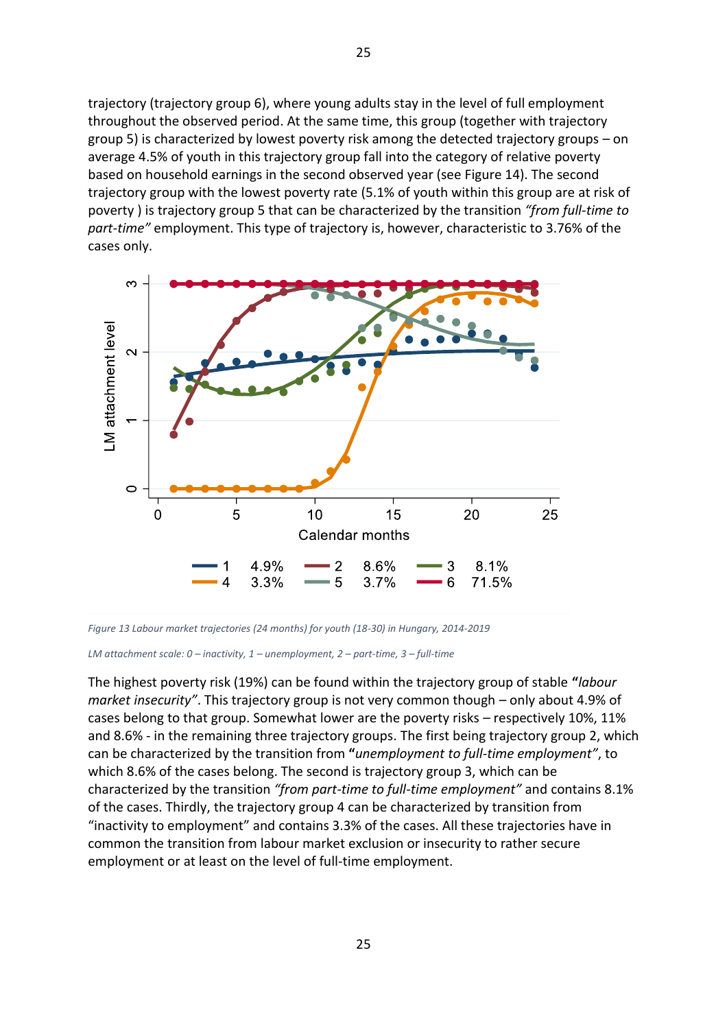trajectory (trajectory group 6), where young adults stay in the level of full employment throughout the observed period. At the same time, this group (together with trajectory group 5) is characterized by lowest poverty risk among the detected trajectory groups – on average 4.5% of youth in this trajectory group fall into the category of relative poverty based on household earnings in the second observed year (see Figure 14). The second trajectory group with the lowest poverty rate (5.1% of youth within this group are at risk of poverty ) is trajectory group 5 that can be characterized by the transition *"from full-time to part-time"* employment. This type of trajectory is, however, characteristic to 3.76% of the cases only.

LM attachment level
0
1
2
3
0
5
10
15
20
25
Calendar months

1 4.9%
2 8.6%
3 8.1%
4 3.3%
5 3.7%
6 71.5%

*Figure 13 Labour market trajectories (24 months) for youth (18-30) in Hungary, 2014-2019*

*LM attachment scale: 0 – inactivity, 1 – unemployment, 2 – part-time, 3 – full-time*

The highest poverty risk (19%) can be found within the trajectory group of stable **"***labour market insecurity"*. This trajectory group is not very common though – only about 4.9% of cases belong to that group. Somewhat lower are the poverty risks – respectively 10%, 11% and 8.6% - in the remaining three trajectory groups. The first being trajectory group 2, which can be characterized by the transition from **"***unemployment to full-time employment"*, to which 8.6% of the cases belong. The second is trajectory group 3, which can be characterized by the transition *"from part-time to full-time employment"* and contains 8.1% of the cases. Thirdly, the trajectory group 4 can be characterized by transition from "inactivity to employment" and contains 3.3% of the cases. All these trajectories have in common the transition from labour market exclusion or insecurity to rather secure employment or at least on the level of full-time employment.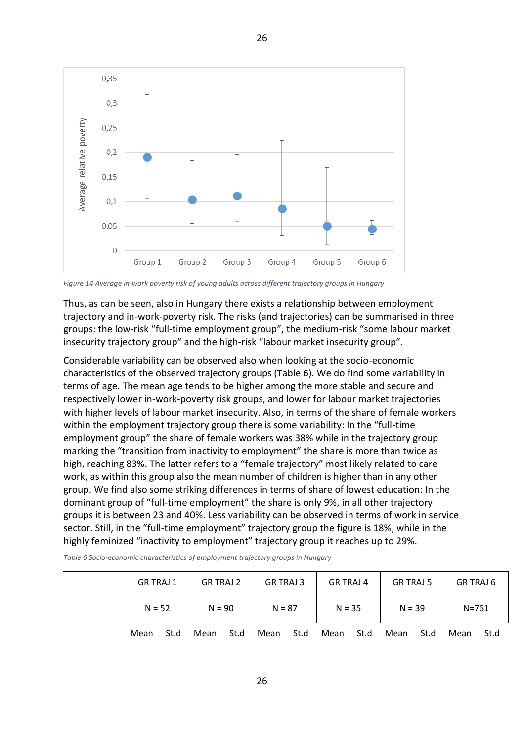Figure 14 Average in-work poverty risk of young adults across different trajectory groups in Hungary

Thus, as can be seen, also in Hungary there exists a relationship between employment trajectory and in-work-poverty risk. The risks (and trajectories) can be summarised in three groups: the low-risk "full-time employment group", the medium-risk "some labour market insecurity trajectory group" and the high-risk "labour market insecurity group".

Considerable variability can be observed also when looking at the socio-economic characteristics of the observed trajectory groups (Table 6). We do find some variability in terms of age. The mean age tends to be higher among the more stable and secure and respectively lower in-work-poverty risk groups, and lower for labour market trajectories with higher levels of labour market insecurity. Also, in terms of the share of female workers within the employment trajectory group there is some variability: In the "full-time employment group" the share of female workers was 38% while in the trajectory group marking the "transition from inactivity to employment" the share is more than twice as high, reaching 83%. The latter refers to a "female trajectory" most likely related to care work, as within this group also the mean number of children is higher than in any other group. We find also some striking differences in terms of share of lowest education: In the dominant group of "full-time employment" the share is only 9%, in all other trajectory groups it is between 23 and 40%. Less variability can be observed in terms of work in service sector. Still, in the "full-time employment" trajectory group the figure is 18%, while in the highly feminized "inactivity to employment" trajectory group it reaches up to 29%.

*Table 6 Socio-economic characteristics of employment trajectory groups in Hungary*

| | GR TRAJ 1 | | GR TRAJ 2 | | GR TRAJ 3 | | GR TRAJ 4 | | GR TRAJ 5 | | GR TRAJ 6 | |
|---|---|---|---|---|---|---|---|---|---|---|---|---|
| | N = 52 | | N = 90 | | N = 87 | | N = 35 | | N = 39 | | N=761 | |
| | Mean | St.d | Mean | St.d | Mean | St.d | Mean | St.d | Mean | St.d | Mean | St.d |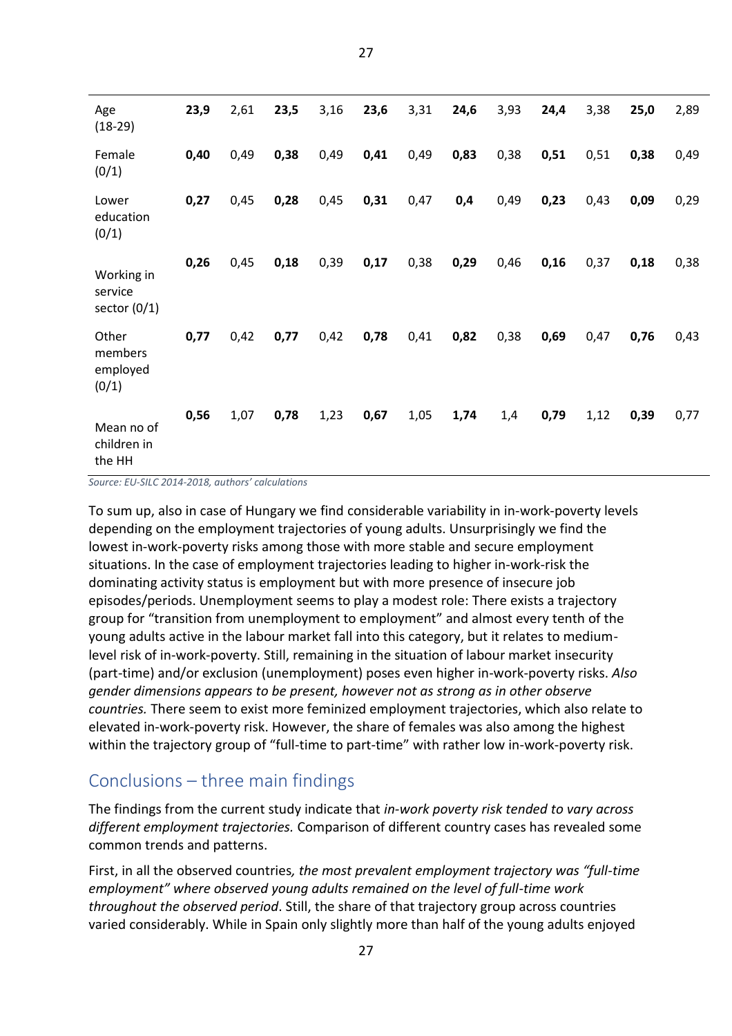| | | | | | | | | | | | | |
|---|---|---|---|---|---|---|---|---|---|---|---|---|
| Age (18-29) | **23,9** | 2,61 | **23,5** | 3,16 | **23,6** | 3,31 | **24,6** | 3,93 | **24,4** | 3,38 | **25,0** | 2,89 |
| Female (0/1) | **0,40** | 0,49 | **0,38** | 0,49 | **0,41** | 0,49 | **0,83** | 0,38 | **0,51** | 0,51 | **0,38** | 0,49 |
| Lower education (0/1) | **0,27** | 0,45 | **0,28** | 0,45 | **0,31** | 0,47 | **0,4** | 0,49 | **0,23** | 0,43 | **0,09** | 0,29 |
| Working in service sector (0/1) | **0,26** | 0,45 | **0,18** | 0,39 | **0,17** | 0,38 | **0,29** | 0,46 | **0,16** | 0,37 | **0,18** | 0,38 |
| Other members employed (0/1) | **0,77** | 0,42 | **0,77** | 0,42 | **0,78** | 0,41 | **0,82** | 0,38 | **0,69** | 0,47 | **0,76** | 0,43 |
| Mean no of children in the HH | **0,56** | 1,07 | **0,78** | 1,23 | **0,67** | 1,05 | **1,74** | 1,4 | **0,79** | 1,12 | **0,39** | 0,77 |

*Source: EU-SILC 2014-2018, authors' calculations*

To sum up, also in case of Hungary we find considerable variability in in-work-poverty levels depending on the employment trajectories of young adults. Unsurprisingly we find the lowest in-work-poverty risks among those with more stable and secure employment situations. In the case of employment trajectories leading to higher in-work-risk the dominating activity status is employment but with more presence of insecure job episodes/periods. Unemployment seems to play a modest role: There exists a trajectory group for "transition from unemployment to employment" and almost every tenth of the young adults active in the labour market fall into this category, but it relates to medium-level risk of in-work-poverty. Still, remaining in the situation of labour market insecurity (part-time) and/or exclusion (unemployment) poses even higher in-work-poverty risks. *Also gender dimensions appears to be present, however not as strong as in other observe countries.* There seem to exist more feminized employment trajectories, which also relate to elevated in-work-poverty risk. However, the share of females was also among the highest within the trajectory group of "full-time to part-time" with rather low in-work-poverty risk.

## Conclusions – three main findings

The findings from the current study indicate that *in-work poverty risk tended to vary across different employment trajectories.* Comparison of different country cases has revealed some common trends and patterns.

First, in all the observed countries*, the most prevalent employment trajectory was "full-time employment" where observed young adults remained on the level of full-time work throughout the observed period*. Still, the share of that trajectory group across countries varied considerably. While in Spain only slightly more than half of the young adults enjoyed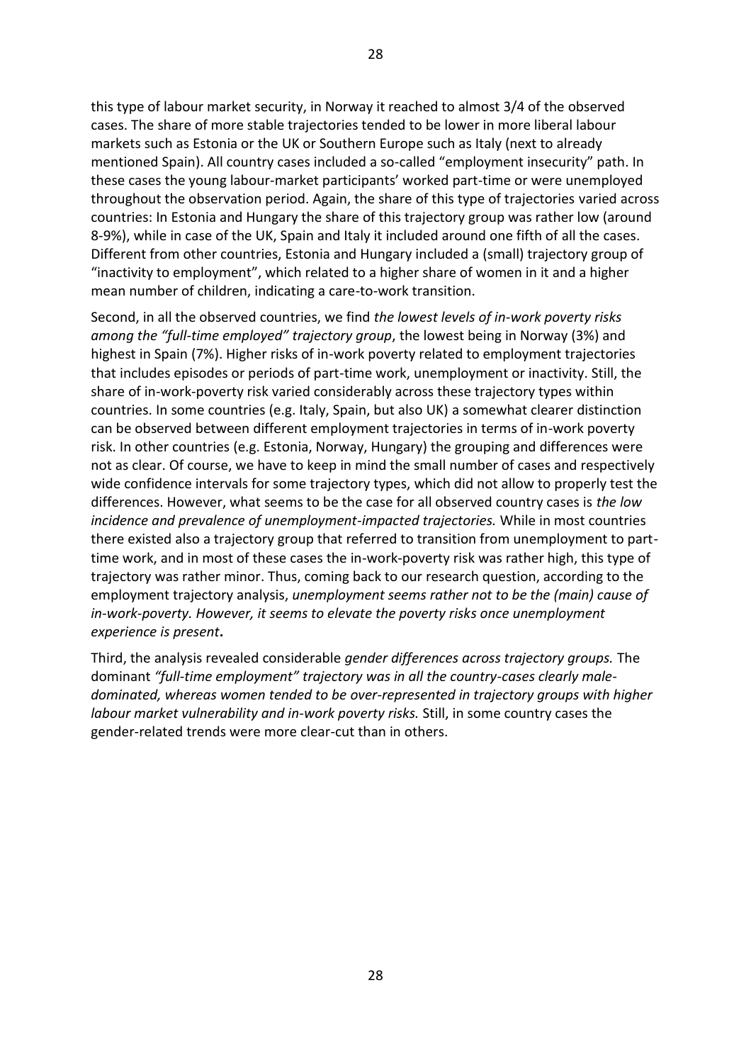this type of labour market security, in Norway it reached to almost 3/4 of the observed cases. The share of more stable trajectories tended to be lower in more liberal labour markets such as Estonia or the UK or Southern Europe such as Italy (next to already mentioned Spain). All country cases included a so-called "employment insecurity" path. In these cases the young labour-market participants' worked part-time or were unemployed throughout the observation period. Again, the share of this type of trajectories varied across countries: In Estonia and Hungary the share of this trajectory group was rather low (around 8-9%), while in case of the UK, Spain and Italy it included around one fifth of all the cases. Different from other countries, Estonia and Hungary included a (small) trajectory group of "inactivity to employment", which related to a higher share of women in it and a higher mean number of children, indicating a care-to-work transition.

Second, in all the observed countries, we find *the lowest levels of in-work poverty risks among the "full-time employed" trajectory group*, the lowest being in Norway (3%) and highest in Spain (7%). Higher risks of in-work poverty related to employment trajectories that includes episodes or periods of part-time work, unemployment or inactivity. Still, the share of in-work-poverty risk varied considerably across these trajectory types within countries. In some countries (e.g. Italy, Spain, but also UK) a somewhat clearer distinction can be observed between different employment trajectories in terms of in-work poverty risk. In other countries (e.g. Estonia, Norway, Hungary) the grouping and differences were not as clear. Of course, we have to keep in mind the small number of cases and respectively wide confidence intervals for some trajectory types, which did not allow to properly test the differences. However, what seems to be the case for all observed country cases is *the low incidence and prevalence of unemployment-impacted trajectories.* While in most countries there existed also a trajectory group that referred to transition from unemployment to part-time work, and in most of these cases the in-work-poverty risk was rather high, this type of trajectory was rather minor. Thus, coming back to our research question, according to the employment trajectory analysis, *unemployment seems rather not to be the (main) cause of in-work-poverty. However, it seems to elevate the poverty risks once unemployment experience is present***.**

Third, the analysis revealed considerable *gender differences across trajectory groups.* The dominant *"full-time employment" trajectory was in all the country-cases clearly male-dominated, whereas women tended to be over-represented in trajectory groups with higher labour market vulnerability and in-work poverty risks.* Still, in some country cases the gender-related trends were more clear-cut than in others.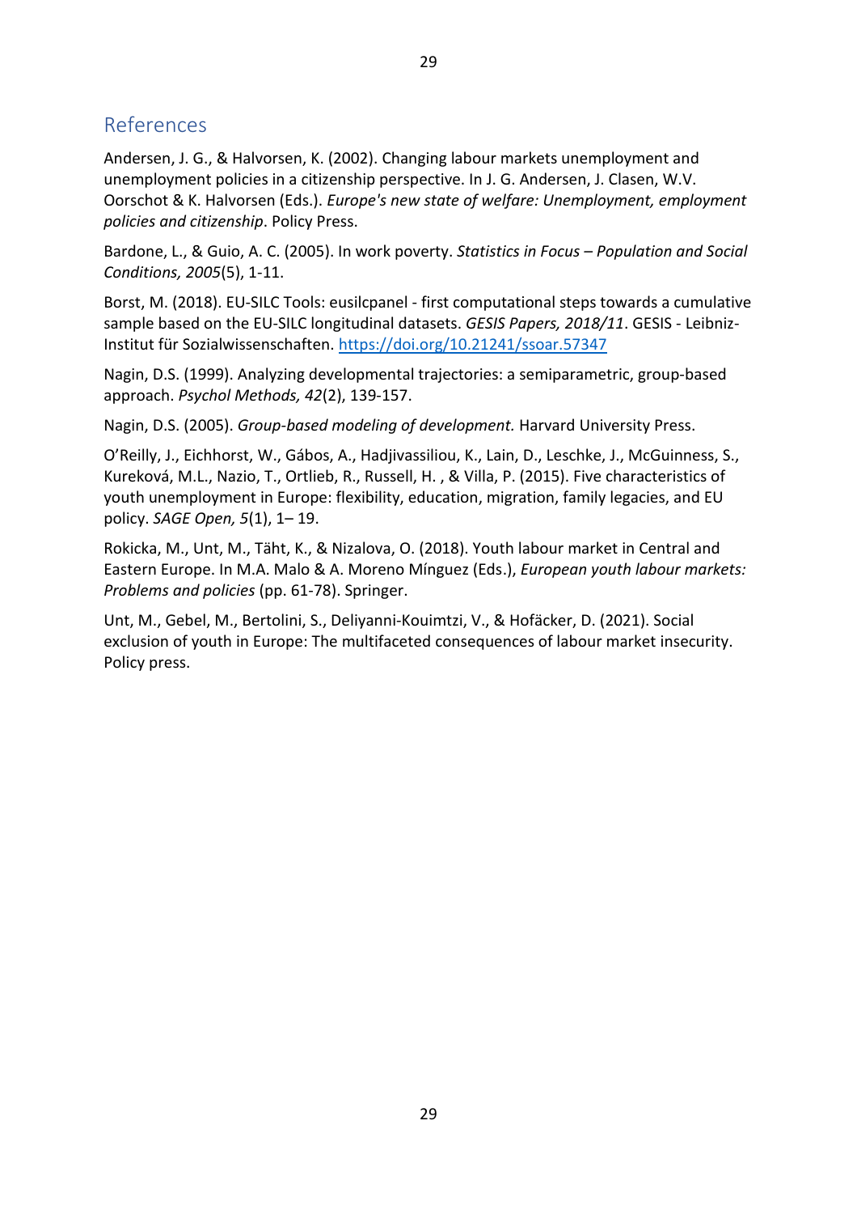## References

Andersen, J. G., & Halvorsen, K. (2002). Changing labour markets unemployment and unemployment policies in a citizenship perspective. In J. G. Andersen, J. Clasen, W.V. Oorschot & K. Halvorsen (Eds.). *Europe's new state of welfare: Unemployment, employment policies and citizenship*. Policy Press.

Bardone, L., & Guio, A. C. (2005). In work poverty. *Statistics in Focus – Population and Social Conditions, 2005*(5), 1-11.

Borst, M. (2018). EU-SILC Tools: eusilcpanel - first computational steps towards a cumulative sample based on the EU-SILC longitudinal datasets. *GESIS Papers, 2018/11*. GESIS - Leibniz-Institut für Sozialwissenschaften. https://doi.org/10.21241/ssoar.57347

Nagin, D.S. (1999). Analyzing developmental trajectories: a semiparametric, group-based approach. *Psychol Methods, 42*(2), 139-157.

Nagin, D.S. (2005). *Group-based modeling of development.* Harvard University Press.

O'Reilly, J., Eichhorst, W., Gábos, A., Hadjivassiliou, K., Lain, D., Leschke, J., McGuinness, S., Kureková, M.L., Nazio, T., Ortlieb, R., Russell, H. , & Villa, P. (2015). Five characteristics of youth unemployment in Europe: flexibility, education, migration, family legacies, and EU policy. *SAGE Open, 5*(1), 1– 19.

Rokicka, M., Unt, M., Täht, K., & Nizalova, O. (2018). Youth labour market in Central and Eastern Europe. In M.A. Malo & A. Moreno Mínguez (Eds.), *European youth labour markets: Problems and policies* (pp. 61-78). Springer.

Unt, M., Gebel, M., Bertolini, S., Deliyanni-Kouimtzi, V., & Hofäcker, D. (2021). Social exclusion of youth in Europe: The multifaceted consequences of labour market insecurity. Policy press.